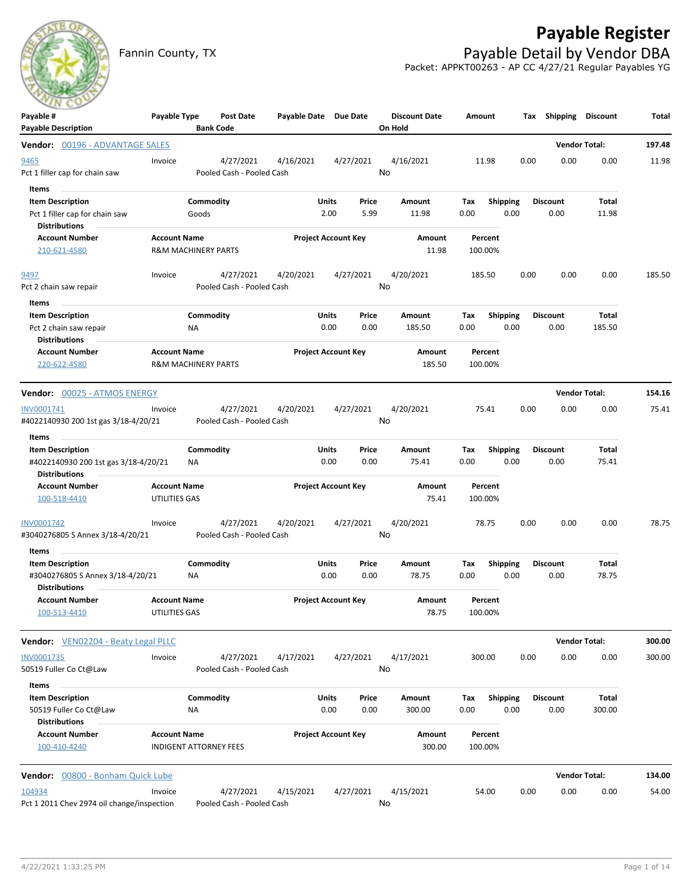# Payable Register

Fannin County, TX

## Payable Detail by Vendor DBA

Packet: APPKT00263 - AP CC 4/27/21 Regular Payables YG

| Payable # / Payable Description | Payable Type | Post Date / Bank Code | Payable Date | Due Date | Discount Date / On Hold | Amount | Tax | Shipping | Discount | Total |
|---|---|---|---|---|---|---|---|---|---|---|

**Vendor: 00196 - ADVANTAGE SALES** — Vendor Total: **197.48**

| Payable # | Payable Type | Post Date | Payable Date | Due Date | Discount Date | Amount | Tax | Shipping | Discount | Total |
|---|---|---|---|---|---|---|---|---|---|---|
| 9465 | Invoice | 4/27/2021 | 4/16/2021 | 4/27/2021 | 4/16/2021 | 11.98 | 0.00 | 0.00 | 0.00 | 11.98 |
| Pct 1 filler cap for chain saw | | Pooled Cash - Pooled Cash | | | No | | | | | |

Items

| Item Description | Commodity | Units | Price | Amount | Tax | Shipping | Discount | Total |
|---|---|---|---|---|---|---|---|---|
| Pct 1 filler cap for chain saw | Goods | 2.00 | 5.99 | 11.98 | 0.00 | 0.00 | 0.00 | 11.98 |

Distributions

| Account Number | Account Name | Project Account Key | Amount | Percent |
|---|---|---|---|---|
| 210-621-4580 | R&M MACHINERY PARTS | | 11.98 | 100.00% |

| Payable # | Payable Type | Post Date | Payable Date | Due Date | Discount Date | Amount | Tax | Shipping | Discount | Total |
|---|---|---|---|---|---|---|---|---|---|---|
| 9497 | Invoice | 4/27/2021 | 4/20/2021 | 4/27/2021 | 4/20/2021 | 185.50 | 0.00 | 0.00 | 0.00 | 185.50 |
| Pct 2 chain saw repair | | Pooled Cash - Pooled Cash | | | No | | | | | |

Items

| Item Description | Commodity | Units | Price | Amount | Tax | Shipping | Discount | Total |
|---|---|---|---|---|---|---|---|---|
| Pct 2 chain saw repair | NA | 0.00 | 0.00 | 185.50 | 0.00 | 0.00 | 0.00 | 185.50 |

Distributions

| Account Number | Account Name | Project Account Key | Amount | Percent |
|---|---|---|---|---|
| 220-622-4580 | R&M MACHINERY PARTS | | 185.50 | 100.00% |

**Vendor: 00025 - ATMOS ENERGY** — Vendor Total: **154.16**

| Payable # | Payable Type | Post Date | Payable Date | Due Date | Discount Date | Amount | Tax | Shipping | Discount | Total |
|---|---|---|---|---|---|---|---|---|---|---|
| INV0001741 | Invoice | 4/27/2021 | 4/20/2021 | 4/27/2021 | 4/20/2021 | 75.41 | 0.00 | 0.00 | 0.00 | 75.41 |
| #4022140930 200 1st gas 3/18-4/20/21 | | Pooled Cash - Pooled Cash | | | No | | | | | |

Items

| Item Description | Commodity | Units | Price | Amount | Tax | Shipping | Discount | Total |
|---|---|---|---|---|---|---|---|---|
| #4022140930 200 1st gas 3/18-4/20/21 | NA | 0.00 | 0.00 | 75.41 | 0.00 | 0.00 | 0.00 | 75.41 |

Distributions

| Account Number | Account Name | Project Account Key | Amount | Percent |
|---|---|---|---|---|
| 100-518-4410 | UTILITIES GAS | | 75.41 | 100.00% |

| Payable # | Payable Type | Post Date | Payable Date | Due Date | Discount Date | Amount | Tax | Shipping | Discount | Total |
|---|---|---|---|---|---|---|---|---|---|---|
| INV0001742 | Invoice | 4/27/2021 | 4/20/2021 | 4/27/2021 | 4/20/2021 | 78.75 | 0.00 | 0.00 | 0.00 | 78.75 |
| #3040276805 S Annex 3/18-4/20/21 | | Pooled Cash - Pooled Cash | | | No | | | | | |

Items

| Item Description | Commodity | Units | Price | Amount | Tax | Shipping | Discount | Total |
|---|---|---|---|---|---|---|---|---|
| #3040276805 S Annex 3/18-4/20/21 | NA | 0.00 | 0.00 | 78.75 | 0.00 | 0.00 | 0.00 | 78.75 |

Distributions

| Account Number | Account Name | Project Account Key | Amount | Percent |
|---|---|---|---|---|
| 100-513-4410 | UTILITIES GAS | | 78.75 | 100.00% |

**Vendor: VEN02204 - Beaty Legal PLLC** — Vendor Total: **300.00**

| Payable # | Payable Type | Post Date | Payable Date | Due Date | Discount Date | Amount | Tax | Shipping | Discount | Total |
|---|---|---|---|---|---|---|---|---|---|---|
| INV0001735 | Invoice | 4/27/2021 | 4/17/2021 | 4/27/2021 | 4/17/2021 | 300.00 | 0.00 | 0.00 | 0.00 | 300.00 |
| 50519 Fuller Co Ct@Law | | Pooled Cash - Pooled Cash | | | No | | | | | |

Items

| Item Description | Commodity | Units | Price | Amount | Tax | Shipping | Discount | Total |
|---|---|---|---|---|---|---|---|---|
| 50519 Fuller Co Ct@Law | NA | 0.00 | 0.00 | 300.00 | 0.00 | 0.00 | 0.00 | 300.00 |

Distributions

| Account Number | Account Name | Project Account Key | Amount | Percent |
|---|---|---|---|---|
| 100-410-4240 | INDIGENT ATTORNEY FEES | | 300.00 | 100.00% |

**Vendor: 00800 - Bonham Quick Lube** — Vendor Total: **134.00**

| Payable # | Payable Type | Post Date | Payable Date | Due Date | Discount Date | Amount | Tax | Shipping | Discount | Total |
|---|---|---|---|---|---|---|---|---|---|---|
| 104934 | Invoice | 4/27/2021 | 4/15/2021 | 4/27/2021 | 4/15/2021 | 54.00 | 0.00 | 0.00 | 0.00 | 54.00 |
| Pct 1 2011 Chev 2974 oil change/inspection | | Pooled Cash - Pooled Cash | | | No | | | | | |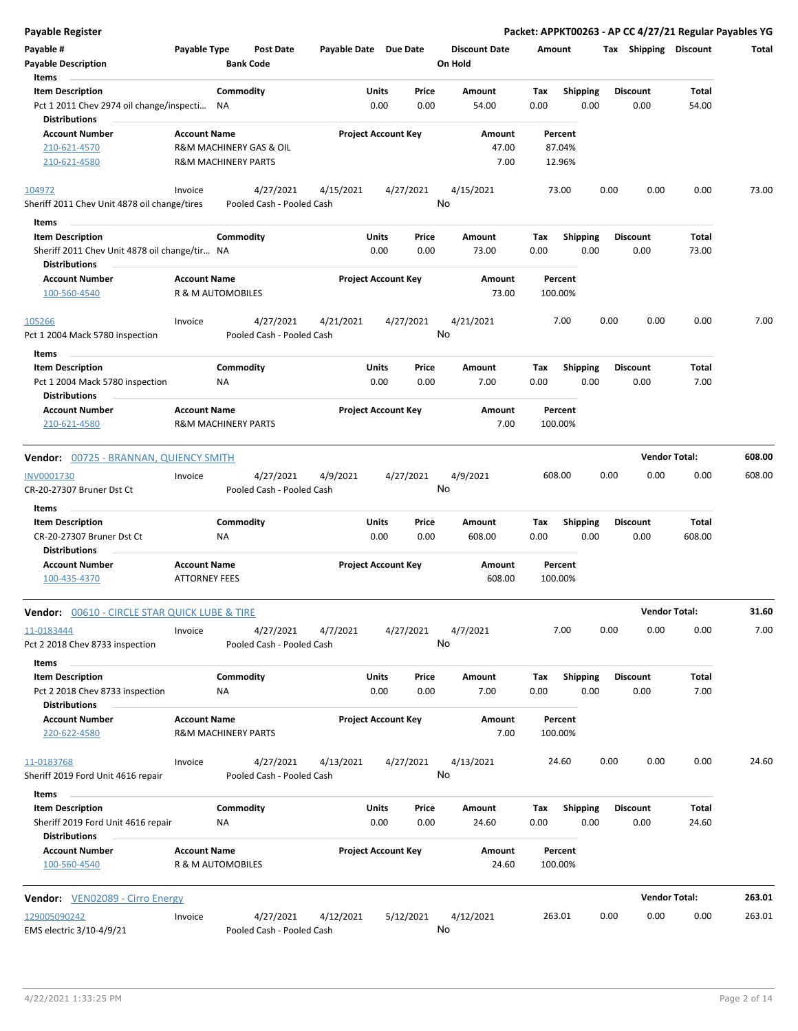**Payable Register** — **Packet: APPKT00263 - AP CC 4/27/21 Regular Payables YG**

| Payable # | Payable Type | Post Date | Payable Date | Due Date | Discount Date | Amount | Tax | Shipping | Discount | Total |
|---|---|---|---|---|---|---|---|---|---|---|
| **Payable Description** | | **Bank Code** | | | **On Hold** | | | | | |

**Items**

| Item Description | Commodity | Units | Price | Amount | Tax | Shipping | Discount | Total |
|---|---|---|---|---|---|---|---|---|
| Pct 1 2011 Chev 2974 oil change/inspecti... | NA | 0.00 | 0.00 | 54.00 | 0.00 | 0.00 | 0.00 | 54.00 |

**Distributions**

| Account Number | Account Name | Project Account Key | Amount | Percent |
|---|---|---|---|---|
| 210-621-4570 | R&M MACHINERY GAS & OIL | | 47.00 | 87.04% |
| 210-621-4580 | R&M MACHINERY PARTS | | 7.00 | 12.96% |

| Payable # | Payable Type | Post Date | Payable Date | Due Date | Discount Date | Amount | Tax | Shipping | Discount | Total |
|---|---|---|---|---|---|---|---|---|---|---|
| 104972 | Invoice | 4/27/2021 | 4/15/2021 | 4/27/2021 | 4/15/2021 | 73.00 | 0.00 | 0.00 | 0.00 | 73.00 |
| Sheriff 2011 Chev Unit 4878 oil change/tires | | Pooled Cash - Pooled Cash | | | No | | | | | |

**Items**

| Item Description | Commodity | Units | Price | Amount | Tax | Shipping | Discount | Total |
|---|---|---|---|---|---|---|---|---|
| Sheriff 2011 Chev Unit 4878 oil change/tir... | NA | 0.00 | 0.00 | 73.00 | 0.00 | 0.00 | 0.00 | 73.00 |

**Distributions**

| Account Number | Account Name | Project Account Key | Amount | Percent |
|---|---|---|---|---|
| 100-560-4540 | R & M AUTOMOBILES | | 73.00 | 100.00% |

| Payable # | Payable Type | Post Date | Payable Date | Due Date | Discount Date | Amount | Tax | Shipping | Discount | Total |
|---|---|---|---|---|---|---|---|---|---|---|
| 105266 | Invoice | 4/27/2021 | 4/21/2021 | 4/27/2021 | 4/21/2021 | 7.00 | 0.00 | 0.00 | 0.00 | 7.00 |
| Pct 1 2004 Mack 5780 inspection | | Pooled Cash - Pooled Cash | | | No | | | | | |

**Items**

| Item Description | Commodity | Units | Price | Amount | Tax | Shipping | Discount | Total |
|---|---|---|---|---|---|---|---|---|
| Pct 1 2004 Mack 5780 inspection | NA | 0.00 | 0.00 | 7.00 | 0.00 | 0.00 | 0.00 | 7.00 |

**Distributions**

| Account Number | Account Name | Project Account Key | Amount | Percent |
|---|---|---|---|---|
| 210-621-4580 | R&M MACHINERY PARTS | | 7.00 | 100.00% |

## Vendor: 00725 - BRANNAN, QUIENCY SMITH — Vendor Total: 608.00

| Payable # | Payable Type | Post Date | Payable Date | Due Date | Discount Date | Amount | Tax | Shipping | Discount | Total |
|---|---|---|---|---|---|---|---|---|---|---|
| INV0001730 | Invoice | 4/27/2021 | 4/9/2021 | 4/27/2021 | 4/9/2021 | 608.00 | 0.00 | 0.00 | 0.00 | 608.00 |
| CR-20-27307 Bruner Dst Ct | | Pooled Cash - Pooled Cash | | | No | | | | | |

**Items**

| Item Description | Commodity | Units | Price | Amount | Tax | Shipping | Discount | Total |
|---|---|---|---|---|---|---|---|---|
| CR-20-27307 Bruner Dst Ct | NA | 0.00 | 0.00 | 608.00 | 0.00 | 0.00 | 0.00 | 608.00 |

**Distributions**

| Account Number | Account Name | Project Account Key | Amount | Percent |
|---|---|---|---|---|
| 100-435-4370 | ATTORNEY FEES | | 608.00 | 100.00% |

## Vendor: 00610 - CIRCLE STAR QUICK LUBE & TIRE — Vendor Total: 31.60

| Payable # | Payable Type | Post Date | Payable Date | Due Date | Discount Date | Amount | Tax | Shipping | Discount | Total |
|---|---|---|---|---|---|---|---|---|---|---|
| 11-0183444 | Invoice | 4/27/2021 | 4/7/2021 | 4/27/2021 | 4/7/2021 | 7.00 | 0.00 | 0.00 | 0.00 | 7.00 |
| Pct 2 2018 Chev 8733 inspection | | Pooled Cash - Pooled Cash | | | No | | | | | |

**Items**

| Item Description | Commodity | Units | Price | Amount | Tax | Shipping | Discount | Total |
|---|---|---|---|---|---|---|---|---|
| Pct 2 2018 Chev 8733 inspection | NA | 0.00 | 0.00 | 7.00 | 0.00 | 0.00 | 0.00 | 7.00 |

**Distributions**

| Account Number | Account Name | Project Account Key | Amount | Percent |
|---|---|---|---|---|
| 220-622-4580 | R&M MACHINERY PARTS | | 7.00 | 100.00% |

| Payable # | Payable Type | Post Date | Payable Date | Due Date | Discount Date | Amount | Tax | Shipping | Discount | Total |
|---|---|---|---|---|---|---|---|---|---|---|
| 11-0183768 | Invoice | 4/27/2021 | 4/13/2021 | 4/27/2021 | 4/13/2021 | 24.60 | 0.00 | 0.00 | 0.00 | 24.60 |
| Sheriff 2019 Ford Unit 4616 repair | | Pooled Cash - Pooled Cash | | | No | | | | | |

**Items**

| Item Description | Commodity | Units | Price | Amount | Tax | Shipping | Discount | Total |
|---|---|---|---|---|---|---|---|---|
| Sheriff 2019 Ford Unit 4616 repair | NA | 0.00 | 0.00 | 24.60 | 0.00 | 0.00 | 0.00 | 24.60 |

**Distributions**

| Account Number | Account Name | Project Account Key | Amount | Percent |
|---|---|---|---|---|
| 100-560-4540 | R & M AUTOMOBILES | | 24.60 | 100.00% |

## Vendor: VEN02089 - Cirro Energy — Vendor Total: 263.01

| Payable # | Payable Type | Post Date | Payable Date | Due Date | Discount Date | Amount | Tax | Shipping | Discount | Total |
|---|---|---|---|---|---|---|---|---|---|---|
| 129005090242 | Invoice | 4/27/2021 | 4/12/2021 | 5/12/2021 | 4/12/2021 | 263.01 | 0.00 | 0.00 | 0.00 | 263.01 |
| EMS electric 3/10-4/9/21 | | Pooled Cash - Pooled Cash | | | No | | | | | |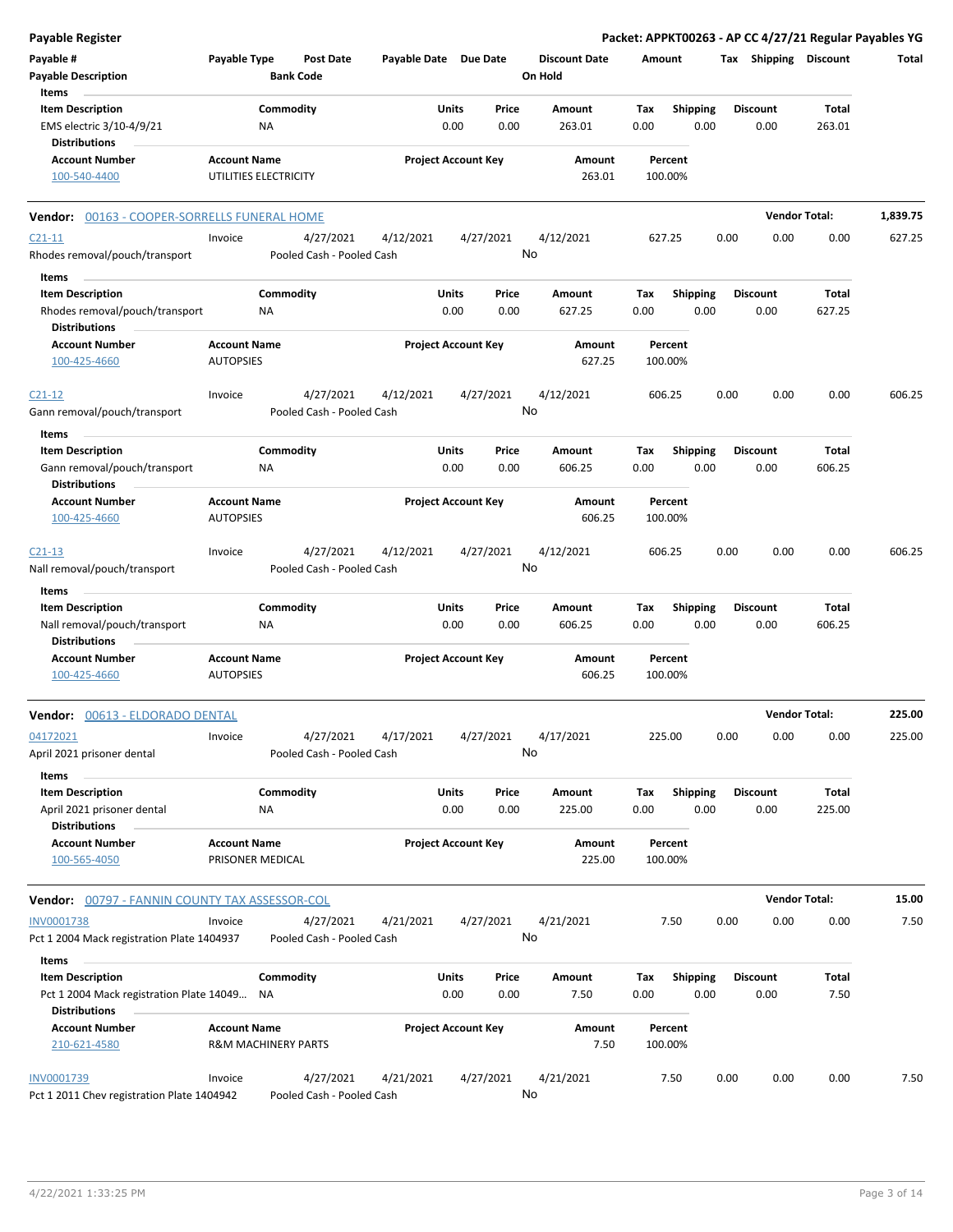**Payable Register** — Packet: APPKT00263 - AP CC 4/27/21 Regular Payables YG

| Payable # | Payable Type | Post Date | Payable Date | Due Date | Discount Date | Amount | Tax | Shipping | Discount | Total |
|---|---|---|---|---|---|---|---|---|---|---|
| Payable Description | | Bank Code | | | On Hold | | | | | |

Items

| Item Description | Commodity | Units | Price | Amount | Tax | Shipping | Discount | Total |
|---|---|---|---|---|---|---|---|---|
| EMS electric 3/10-4/9/21 | NA | 0.00 | 0.00 | 263.01 | 0.00 | 0.00 | 0.00 | 263.01 |

Distributions

| Account Number | Account Name | Project Account Key | Amount | Percent |
|---|---|---|---|---|
| 100-540-4400 | UTILITIES ELECTRICITY | | 263.01 | 100.00% |

---

**Vendor: 00163 - COOPER-SORRELLS FUNERAL HOME** — Vendor Total: **1,839.75**

| Payable # | Payable Type | Post Date | Payable Date | Due Date | Discount Date | Amount | Tax | Shipping | Discount | Total |
|---|---|---|---|---|---|---|---|---|---|---|
| C21-11 | Invoice | 4/27/2021 | 4/12/2021 | 4/27/2021 | 4/12/2021 | 627.25 | 0.00 | 0.00 | 0.00 | 627.25 |
| Rhodes removal/pouch/transport | | Pooled Cash - Pooled Cash | | | No | | | | | |

Items

| Item Description | Commodity | Units | Price | Amount | Tax | Shipping | Discount | Total |
|---|---|---|---|---|---|---|---|---|
| Rhodes removal/pouch/transport | NA | 0.00 | 0.00 | 627.25 | 0.00 | 0.00 | 0.00 | 627.25 |

Distributions

| Account Number | Account Name | Project Account Key | Amount | Percent |
|---|---|---|---|---|
| 100-425-4660 | AUTOPSIES | | 627.25 | 100.00% |

| Payable # | Payable Type | Post Date | Payable Date | Due Date | Discount Date | Amount | Tax | Shipping | Discount | Total |
|---|---|---|---|---|---|---|---|---|---|---|
| C21-12 | Invoice | 4/27/2021 | 4/12/2021 | 4/27/2021 | 4/12/2021 | 606.25 | 0.00 | 0.00 | 0.00 | 606.25 |
| Gann removal/pouch/transport | | Pooled Cash - Pooled Cash | | | No | | | | | |

Items

| Item Description | Commodity | Units | Price | Amount | Tax | Shipping | Discount | Total |
|---|---|---|---|---|---|---|---|---|
| Gann removal/pouch/transport | NA | 0.00 | 0.00 | 606.25 | 0.00 | 0.00 | 0.00 | 606.25 |

Distributions

| Account Number | Account Name | Project Account Key | Amount | Percent |
|---|---|---|---|---|
| 100-425-4660 | AUTOPSIES | | 606.25 | 100.00% |

| Payable # | Payable Type | Post Date | Payable Date | Due Date | Discount Date | Amount | Tax | Shipping | Discount | Total |
|---|---|---|---|---|---|---|---|---|---|---|
| C21-13 | Invoice | 4/27/2021 | 4/12/2021 | 4/27/2021 | 4/12/2021 | 606.25 | 0.00 | 0.00 | 0.00 | 606.25 |
| Nall removal/pouch/transport | | Pooled Cash - Pooled Cash | | | No | | | | | |

Items

| Item Description | Commodity | Units | Price | Amount | Tax | Shipping | Discount | Total |
|---|---|---|---|---|---|---|---|---|
| Nall removal/pouch/transport | NA | 0.00 | 0.00 | 606.25 | 0.00 | 0.00 | 0.00 | 606.25 |

Distributions

| Account Number | Account Name | Project Account Key | Amount | Percent |
|---|---|---|---|---|
| 100-425-4660 | AUTOPSIES | | 606.25 | 100.00% |

---

**Vendor: 00613 - ELDORADO DENTAL** — Vendor Total: **225.00**

| Payable # | Payable Type | Post Date | Payable Date | Due Date | Discount Date | Amount | Tax | Shipping | Discount | Total |
|---|---|---|---|---|---|---|---|---|---|---|
| 04172021 | Invoice | 4/27/2021 | 4/17/2021 | 4/27/2021 | 4/17/2021 | 225.00 | 0.00 | 0.00 | 0.00 | 225.00 |
| April 2021 prisoner dental | | Pooled Cash - Pooled Cash | | | No | | | | | |

Items

| Item Description | Commodity | Units | Price | Amount | Tax | Shipping | Discount | Total |
|---|---|---|---|---|---|---|---|---|
| April 2021 prisoner dental | NA | 0.00 | 0.00 | 225.00 | 0.00 | 0.00 | 0.00 | 225.00 |

Distributions

| Account Number | Account Name | Project Account Key | Amount | Percent |
|---|---|---|---|---|
| 100-565-4050 | PRISONER MEDICAL | | 225.00 | 100.00% |

---

**Vendor: 00797 - FANNIN COUNTY TAX ASSESSOR-COL** — Vendor Total: **15.00**

| Payable # | Payable Type | Post Date | Payable Date | Due Date | Discount Date | Amount | Tax | Shipping | Discount | Total |
|---|---|---|---|---|---|---|---|---|---|---|
| INV0001738 | Invoice | 4/27/2021 | 4/21/2021 | 4/27/2021 | 4/21/2021 | 7.50 | 0.00 | 0.00 | 0.00 | 7.50 |
| Pct 1 2004 Mack registration Plate 1404937 | | Pooled Cash - Pooled Cash | | | No | | | | | |

Items

| Item Description | Commodity | Units | Price | Amount | Tax | Shipping | Discount | Total |
|---|---|---|---|---|---|---|---|---|
| Pct 1 2004 Mack registration Plate 14049... | NA | 0.00 | 0.00 | 7.50 | 0.00 | 0.00 | 0.00 | 7.50 |

Distributions

| Account Number | Account Name | Project Account Key | Amount | Percent |
|---|---|---|---|---|
| 210-621-4580 | R&M MACHINERY PARTS | | 7.50 | 100.00% |

| Payable # | Payable Type | Post Date | Payable Date | Due Date | Discount Date | Amount | Tax | Shipping | Discount | Total |
|---|---|---|---|---|---|---|---|---|---|---|
| INV0001739 | Invoice | 4/27/2021 | 4/21/2021 | 4/27/2021 | 4/21/2021 | 7.50 | 0.00 | 0.00 | 0.00 | 7.50 |
| Pct 1 2011 Chev registration Plate 1404942 | | Pooled Cash - Pooled Cash | | | No | | | | | |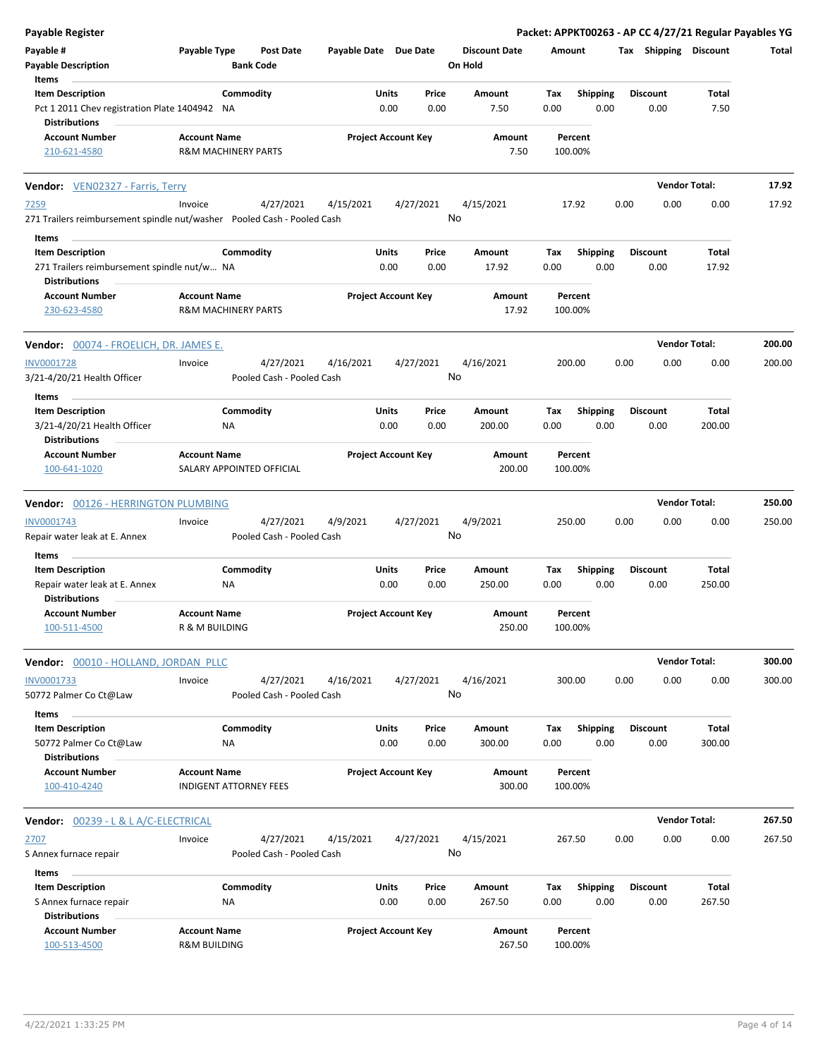**Payable Register** — **Packet: APPKT00263 - AP CC 4/27/21 Regular Payables YG**

| Payable # | Payable Type | Post Date | Payable Date | Due Date | Discount Date | Amount | Tax | Shipping | Discount | Total |
|---|---|---|---|---|---|---|---|---|---|---|
| Payable Description | | Bank Code | | | On Hold | | | | | |

**Items**

| Item Description | Commodity | Units | Price | Amount | Tax | Shipping | Discount | Total |
|---|---|---|---|---|---|---|---|---|
| Pct 1 2011 Chev registration Plate 1404942 | NA | 0.00 | 0.00 | 7.50 | 0.00 | 0.00 | 0.00 | 7.50 |

**Distributions**

| Account Number | Account Name | Project Account Key | Amount | Percent |
|---|---|---|---|---|
| 210-621-4580 | R&M MACHINERY PARTS | | 7.50 | 100.00% |

---

**Vendor: VEN02327 - Farris, Terry** — Vendor Total: **17.92**

| Payable # | Payable Type | Post Date | Payable Date | Due Date | Discount Date | Amount | Tax | Shipping | Discount | Total |
|---|---|---|---|---|---|---|---|---|---|---|
| 7259 | Invoice | 4/27/2021 | 4/15/2021 | 4/27/2021 | 4/15/2021 | 17.92 | 0.00 | 0.00 | 0.00 | 17.92 |
| 271 Trailers reimbursement spindle nut/washer | | Pooled Cash - Pooled Cash | | | No | | | | | |

**Items**

| Item Description | Commodity | Units | Price | Amount | Tax | Shipping | Discount | Total |
|---|---|---|---|---|---|---|---|---|
| 271 Trailers reimbursement spindle nut/w... | NA | 0.00 | 0.00 | 17.92 | 0.00 | 0.00 | 0.00 | 17.92 |

**Distributions**

| Account Number | Account Name | Project Account Key | Amount | Percent |
|---|---|---|---|---|
| 230-623-4580 | R&M MACHINERY PARTS | | 17.92 | 100.00% |

---

**Vendor: 00074 - FROELICH, DR. JAMES E.** — Vendor Total: **200.00**

| Payable # | Payable Type | Post Date | Payable Date | Due Date | Discount Date | Amount | Tax | Shipping | Discount | Total |
|---|---|---|---|---|---|---|---|---|---|---|
| INV0001728 | Invoice | 4/27/2021 | 4/16/2021 | 4/27/2021 | 4/16/2021 | 200.00 | 0.00 | 0.00 | 0.00 | 200.00 |
| 3/21-4/20/21 Health Officer | | Pooled Cash - Pooled Cash | | | No | | | | | |

**Items**

| Item Description | Commodity | Units | Price | Amount | Tax | Shipping | Discount | Total |
|---|---|---|---|---|---|---|---|---|
| 3/21-4/20/21 Health Officer | NA | 0.00 | 0.00 | 200.00 | 0.00 | 0.00 | 0.00 | 200.00 |

**Distributions**

| Account Number | Account Name | Project Account Key | Amount | Percent |
|---|---|---|---|---|
| 100-641-1020 | SALARY APPOINTED OFFICIAL | | 200.00 | 100.00% |

---

**Vendor: 00126 - HERRINGTON PLUMBING** — Vendor Total: **250.00**

| Payable # | Payable Type | Post Date | Payable Date | Due Date | Discount Date | Amount | Tax | Shipping | Discount | Total |
|---|---|---|---|---|---|---|---|---|---|---|
| INV0001743 | Invoice | 4/27/2021 | 4/9/2021 | 4/27/2021 | 4/9/2021 | 250.00 | 0.00 | 0.00 | 0.00 | 250.00 |
| Repair water leak at E. Annex | | Pooled Cash - Pooled Cash | | | No | | | | | |

**Items**

| Item Description | Commodity | Units | Price | Amount | Tax | Shipping | Discount | Total |
|---|---|---|---|---|---|---|---|---|
| Repair water leak at E. Annex | NA | 0.00 | 0.00 | 250.00 | 0.00 | 0.00 | 0.00 | 250.00 |

**Distributions**

| Account Number | Account Name | Project Account Key | Amount | Percent |
|---|---|---|---|---|
| 100-511-4500 | R & M BUILDING | | 250.00 | 100.00% |

---

**Vendor: 00010 - HOLLAND, JORDAN PLLC** — Vendor Total: **300.00**

| Payable # | Payable Type | Post Date | Payable Date | Due Date | Discount Date | Amount | Tax | Shipping | Discount | Total |
|---|---|---|---|---|---|---|---|---|---|---|
| INV0001733 | Invoice | 4/27/2021 | 4/16/2021 | 4/27/2021 | 4/16/2021 | 300.00 | 0.00 | 0.00 | 0.00 | 300.00 |
| 50772 Palmer Co Ct@Law | | Pooled Cash - Pooled Cash | | | No | | | | | |

**Items**

| Item Description | Commodity | Units | Price | Amount | Tax | Shipping | Discount | Total |
|---|---|---|---|---|---|---|---|---|
| 50772 Palmer Co Ct@Law | NA | 0.00 | 0.00 | 300.00 | 0.00 | 0.00 | 0.00 | 300.00 |

**Distributions**

| Account Number | Account Name | Project Account Key | Amount | Percent |
|---|---|---|---|---|
| 100-410-4240 | INDIGENT ATTORNEY FEES | | 300.00 | 100.00% |

---

**Vendor: 00239 - L & L A/C-ELECTRICAL** — Vendor Total: **267.50**

| Payable # | Payable Type | Post Date | Payable Date | Due Date | Discount Date | Amount | Tax | Shipping | Discount | Total |
|---|---|---|---|---|---|---|---|---|---|---|
| 2707 | Invoice | 4/27/2021 | 4/15/2021 | 4/27/2021 | 4/15/2021 | 267.50 | 0.00 | 0.00 | 0.00 | 267.50 |
| S Annex furnace repair | | Pooled Cash - Pooled Cash | | | No | | | | | |

**Items**

| Item Description | Commodity | Units | Price | Amount | Tax | Shipping | Discount | Total |
|---|---|---|---|---|---|---|---|---|
| S Annex furnace repair | NA | 0.00 | 0.00 | 267.50 | 0.00 | 0.00 | 0.00 | 267.50 |

**Distributions**

| Account Number | Account Name | Project Account Key | Amount | Percent |
|---|---|---|---|---|
| 100-513-4500 | R&M BUILDING | | 267.50 | 100.00% |

4/22/2021 1:33:25 PM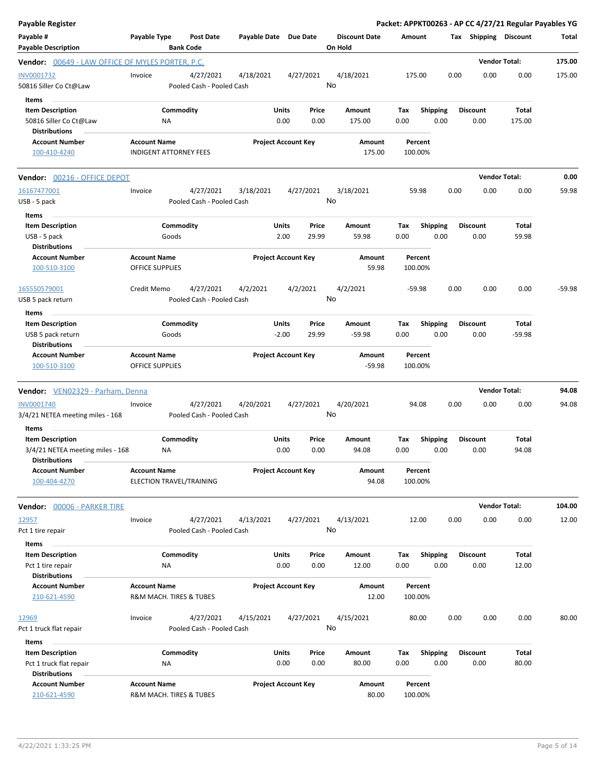**Payable Register** — **Packet: APPKT00263 - AP CC 4/27/21 Regular Payables YG**

| Payable # / Payable Description | Payable Type | Post Date / Bank Code | Payable Date | Due Date | Discount Date / On Hold | Amount | Tax | Shipping | Discount | Total |
|---|---|---|---|---|---|---|---|---|---|---|

**Vendor: 00649 - LAW OFFICE OF MYLES PORTER, P.C.** — Vendor Total: 175.00

| Payable # | Payable Type | Post Date | Payable Date | Due Date | Discount Date | Amount | Tax | Shipping | Discount | Total |
|---|---|---|---|---|---|---|---|---|---|---|
| INV0001732 | Invoice | 4/27/2021 | 4/18/2021 | 4/27/2021 | 4/18/2021 | 175.00 | 0.00 | 0.00 | 0.00 | 175.00 |
| 50816 Siller Co Ct@Law | | Pooled Cash - Pooled Cash | | | No | | | | | |

Items

| Item Description | Commodity | Units | Price | Amount | Tax | Shipping | Discount | Total |
|---|---|---|---|---|---|---|---|---|
| 50816 Siller Co Ct@Law | NA | 0.00 | 0.00 | 175.00 | 0.00 | 0.00 | 0.00 | 175.00 |

Distributions

| Account Number | Account Name | Project Account Key | Amount | Percent |
|---|---|---|---|---|
| 100-410-4240 | INDIGENT ATTORNEY FEES | | 175.00 | 100.00% |

**Vendor: 00216 - OFFICE DEPOT** — Vendor Total: 0.00

| Payable # | Payable Type | Post Date | Payable Date | Due Date | Discount Date | Amount | Tax | Shipping | Discount | Total |
|---|---|---|---|---|---|---|---|---|---|---|
| 16167477001 | Invoice | 4/27/2021 | 3/18/2021 | 4/27/2021 | 3/18/2021 | 59.98 | 0.00 | 0.00 | 0.00 | 59.98 |
| USB - 5 pack | | Pooled Cash - Pooled Cash | | | No | | | | | |

Items

| Item Description | Commodity | Units | Price | Amount | Tax | Shipping | Discount | Total |
|---|---|---|---|---|---|---|---|---|
| USB - 5 pack | Goods | 2.00 | 29.99 | 59.98 | 0.00 | 0.00 | 0.00 | 59.98 |

Distributions

| Account Number | Account Name | Project Account Key | Amount | Percent |
|---|---|---|---|---|
| 100-510-3100 | OFFICE SUPPLIES | | 59.98 | 100.00% |

| Payable # | Payable Type | Post Date | Payable Date | Due Date | Discount Date | Amount | Tax | Shipping | Discount | Total |
|---|---|---|---|---|---|---|---|---|---|---|
| 165550579001 | Credit Memo | 4/27/2021 | 4/2/2021 | 4/2/2021 | 4/2/2021 | -59.98 | 0.00 | 0.00 | 0.00 | -59.98 |
| USB 5 pack return | | Pooled Cash - Pooled Cash | | | No | | | | | |

Items

| Item Description | Commodity | Units | Price | Amount | Tax | Shipping | Discount | Total |
|---|---|---|---|---|---|---|---|---|
| USB 5 pack return | Goods | -2.00 | 29.99 | -59.98 | 0.00 | 0.00 | 0.00 | -59.98 |

Distributions

| Account Number | Account Name | Project Account Key | Amount | Percent |
|---|---|---|---|---|
| 100-510-3100 | OFFICE SUPPLIES | | -59.98 | 100.00% |

**Vendor: VEN02329 - Parham, Denna** — Vendor Total: 94.08

| Payable # | Payable Type | Post Date | Payable Date | Due Date | Discount Date | Amount | Tax | Shipping | Discount | Total |
|---|---|---|---|---|---|---|---|---|---|---|
| INV0001740 | Invoice | 4/27/2021 | 4/20/2021 | 4/27/2021 | 4/20/2021 | 94.08 | 0.00 | 0.00 | 0.00 | 94.08 |
| 3/4/21 NETEA meeting miles - 168 | | Pooled Cash - Pooled Cash | | | No | | | | | |

Items

| Item Description | Commodity | Units | Price | Amount | Tax | Shipping | Discount | Total |
|---|---|---|---|---|---|---|---|---|
| 3/4/21 NETEA meeting miles - 168 | NA | 0.00 | 0.00 | 94.08 | 0.00 | 0.00 | 0.00 | 94.08 |

Distributions

| Account Number | Account Name | Project Account Key | Amount | Percent |
|---|---|---|---|---|
| 100-404-4270 | ELECTION TRAVEL/TRAINING | | 94.08 | 100.00% |

**Vendor: 00006 - PARKER TIRE** — Vendor Total: 104.00

| Payable # | Payable Type | Post Date | Payable Date | Due Date | Discount Date | Amount | Tax | Shipping | Discount | Total |
|---|---|---|---|---|---|---|---|---|---|---|
| 12957 | Invoice | 4/27/2021 | 4/13/2021 | 4/27/2021 | 4/13/2021 | 12.00 | 0.00 | 0.00 | 0.00 | 12.00 |
| Pct 1 tire repair | | Pooled Cash - Pooled Cash | | | No | | | | | |

Items

| Item Description | Commodity | Units | Price | Amount | Tax | Shipping | Discount | Total |
|---|---|---|---|---|---|---|---|---|
| Pct 1 tire repair | NA | 0.00 | 0.00 | 12.00 | 0.00 | 0.00 | 0.00 | 12.00 |

Distributions

| Account Number | Account Name | Project Account Key | Amount | Percent |
|---|---|---|---|---|
| 210-621-4590 | R&M MACH. TIRES & TUBES | | 12.00 | 100.00% |

| Payable # | Payable Type | Post Date | Payable Date | Due Date | Discount Date | Amount | Tax | Shipping | Discount | Total |
|---|---|---|---|---|---|---|---|---|---|---|
| 12969 | Invoice | 4/27/2021 | 4/15/2021 | 4/27/2021 | 4/15/2021 | 80.00 | 0.00 | 0.00 | 0.00 | 80.00 |
| Pct 1 truck flat repair | | Pooled Cash - Pooled Cash | | | No | | | | | |

Items

| Item Description | Commodity | Units | Price | Amount | Tax | Shipping | Discount | Total |
|---|---|---|---|---|---|---|---|---|
| Pct 1 truck flat repair | NA | 0.00 | 0.00 | 80.00 | 0.00 | 0.00 | 0.00 | 80.00 |

Distributions

| Account Number | Account Name | Project Account Key | Amount | Percent |
|---|---|---|---|---|
| 210-621-4590 | R&M MACH. TIRES & TUBES | | 80.00 | 100.00% |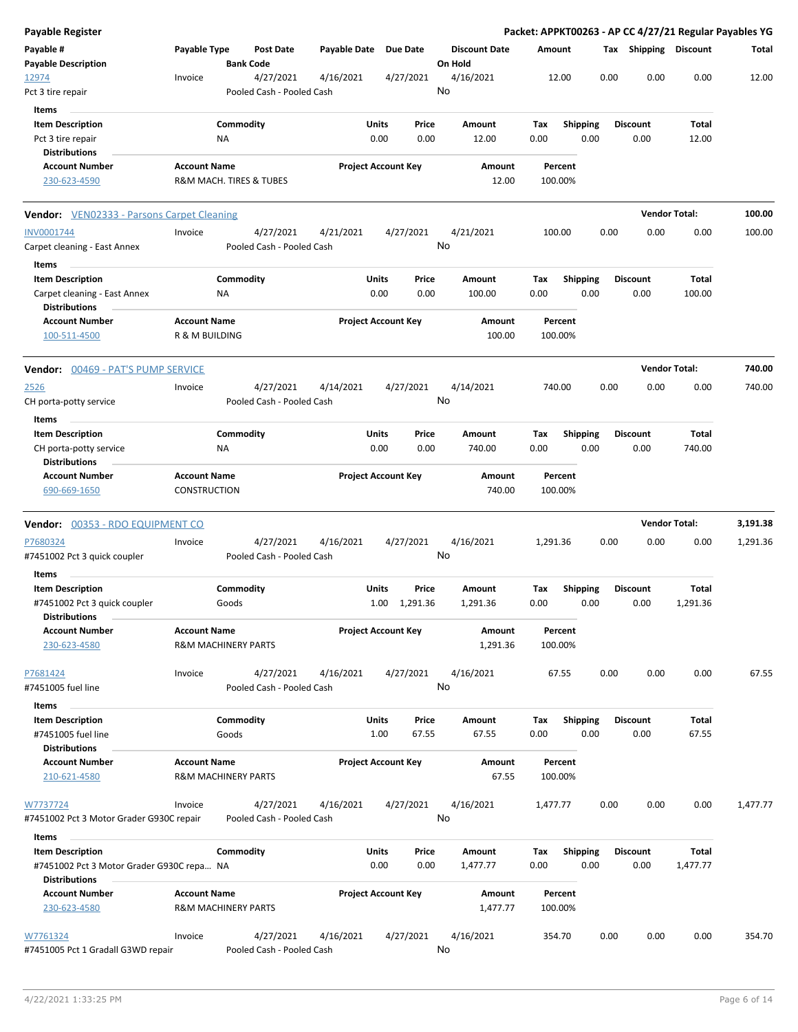**Payable Register** — Packet: APPKT00263 - AP CC 4/27/21 Regular Payables YG

| Payable # / Payable Description | Payable Type | Post Date / Bank Code | Payable Date | Due Date | Discount Date / On Hold | Amount | Tax | Shipping | Discount | Total |
|---|---|---|---|---|---|---|---|---|---|---|
| 12974 / Pct 3 tire repair | Invoice | 4/27/2021 / Pooled Cash - Pooled Cash | 4/16/2021 | 4/27/2021 | 4/16/2021 / No | 12.00 | 0.00 | 0.00 | 0.00 | 12.00 |

Items

| Item Description | Commodity | Units | Price | Amount | Tax | Shipping | Discount | Total |
|---|---|---|---|---|---|---|---|---|
| Pct 3 tire repair | NA | 0.00 | 0.00 | 12.00 | 0.00 | 0.00 | 0.00 | 12.00 |

Distributions

| Account Number | Account Name | Project Account Key | Amount | Percent |
|---|---|---|---|---|
| 230-623-4590 | R&M MACH. TIRES & TUBES | | 12.00 | 100.00% |

**Vendor:** VEN02333 - Parsons Carpet Cleaning — **Vendor Total: 100.00**

| Payable # / Payable Description | Payable Type | Post Date / Bank Code | Payable Date | Due Date | Discount Date / On Hold | Amount | Tax | Shipping | Discount | Total |
|---|---|---|---|---|---|---|---|---|---|---|
| INV0001744 / Carpet cleaning - East Annex | Invoice | 4/27/2021 / Pooled Cash - Pooled Cash | 4/21/2021 | 4/27/2021 | 4/21/2021 / No | 100.00 | 0.00 | 0.00 | 0.00 | 100.00 |

Items

| Item Description | Commodity | Units | Price | Amount | Tax | Shipping | Discount | Total |
|---|---|---|---|---|---|---|---|---|
| Carpet cleaning - East Annex | NA | 0.00 | 0.00 | 100.00 | 0.00 | 0.00 | 0.00 | 100.00 |

Distributions

| Account Number | Account Name | Project Account Key | Amount | Percent |
|---|---|---|---|---|
| 100-511-4500 | R & M BUILDING | | 100.00 | 100.00% |

**Vendor:** 00469 - PAT'S PUMP SERVICE — **Vendor Total: 740.00**

| Payable # / Payable Description | Payable Type | Post Date / Bank Code | Payable Date | Due Date | Discount Date / On Hold | Amount | Tax | Shipping | Discount | Total |
|---|---|---|---|---|---|---|---|---|---|---|
| 2526 / CH porta-potty service | Invoice | 4/27/2021 / Pooled Cash - Pooled Cash | 4/14/2021 | 4/27/2021 | 4/14/2021 / No | 740.00 | 0.00 | 0.00 | 0.00 | 740.00 |

Items

| Item Description | Commodity | Units | Price | Amount | Tax | Shipping | Discount | Total |
|---|---|---|---|---|---|---|---|---|
| CH porta-potty service | NA | 0.00 | 0.00 | 740.00 | 0.00 | 0.00 | 0.00 | 740.00 |

Distributions

| Account Number | Account Name | Project Account Key | Amount | Percent |
|---|---|---|---|---|
| 690-669-1650 | CONSTRUCTION | | 740.00 | 100.00% |

**Vendor:** 00353 - RDO EQUIPMENT CO — **Vendor Total: 3,191.38**

| Payable # / Payable Description | Payable Type | Post Date / Bank Code | Payable Date | Due Date | Discount Date / On Hold | Amount | Tax | Shipping | Discount | Total |
|---|---|---|---|---|---|---|---|---|---|---|
| P7680324 / #7451002 Pct 3 quick coupler | Invoice | 4/27/2021 / Pooled Cash - Pooled Cash | 4/16/2021 | 4/27/2021 | 4/16/2021 / No | 1,291.36 | 0.00 | 0.00 | 0.00 | 1,291.36 |

Items

| Item Description | Commodity | Units | Price | Amount | Tax | Shipping | Discount | Total |
|---|---|---|---|---|---|---|---|---|
| #7451002 Pct 3 quick coupler | Goods | 1.00 | 1,291.36 | 1,291.36 | 0.00 | 0.00 | 0.00 | 1,291.36 |

Distributions

| Account Number | Account Name | Project Account Key | Amount | Percent |
|---|---|---|---|---|
| 230-623-4580 | R&M MACHINERY PARTS | | 1,291.36 | 100.00% |

| Payable # / Payable Description | Payable Type | Post Date / Bank Code | Payable Date | Due Date | Discount Date / On Hold | Amount | Tax | Shipping | Discount | Total |
|---|---|---|---|---|---|---|---|---|---|---|
| P7681424 / #7451005 fuel line | Invoice | 4/27/2021 / Pooled Cash - Pooled Cash | 4/16/2021 | 4/27/2021 | 4/16/2021 / No | 67.55 | 0.00 | 0.00 | 0.00 | 67.55 |

Items

| Item Description | Commodity | Units | Price | Amount | Tax | Shipping | Discount | Total |
|---|---|---|---|---|---|---|---|---|
| #7451005 fuel line | Goods | 1.00 | 67.55 | 67.55 | 0.00 | 0.00 | 0.00 | 67.55 |

Distributions

| Account Number | Account Name | Project Account Key | Amount | Percent |
|---|---|---|---|---|
| 210-621-4580 | R&M MACHINERY PARTS | | 67.55 | 100.00% |

| Payable # / Payable Description | Payable Type | Post Date / Bank Code | Payable Date | Due Date | Discount Date / On Hold | Amount | Tax | Shipping | Discount | Total |
|---|---|---|---|---|---|---|---|---|---|---|
| W7737724 / #7451002 Pct 3 Motor Grader G930C repair | Invoice | 4/27/2021 / Pooled Cash - Pooled Cash | 4/16/2021 | 4/27/2021 | 4/16/2021 / No | 1,477.77 | 0.00 | 0.00 | 0.00 | 1,477.77 |

Items

| Item Description | Commodity | Units | Price | Amount | Tax | Shipping | Discount | Total |
|---|---|---|---|---|---|---|---|---|
| #7451002 Pct 3 Motor Grader G930C repa... | NA | 0.00 | 0.00 | 1,477.77 | 0.00 | 0.00 | 0.00 | 1,477.77 |

Distributions

| Account Number | Account Name | Project Account Key | Amount | Percent |
|---|---|---|---|---|
| 230-623-4580 | R&M MACHINERY PARTS | | 1,477.77 | 100.00% |

| Payable # / Payable Description | Payable Type | Post Date / Bank Code | Payable Date | Due Date | Discount Date / On Hold | Amount | Tax | Shipping | Discount | Total |
|---|---|---|---|---|---|---|---|---|---|---|
| W7761324 / #7451005 Pct 1 Gradall G3WD repair | Invoice | 4/27/2021 / Pooled Cash - Pooled Cash | 4/16/2021 | 4/27/2021 | 4/16/2021 / No | 354.70 | 0.00 | 0.00 | 0.00 | 354.70 |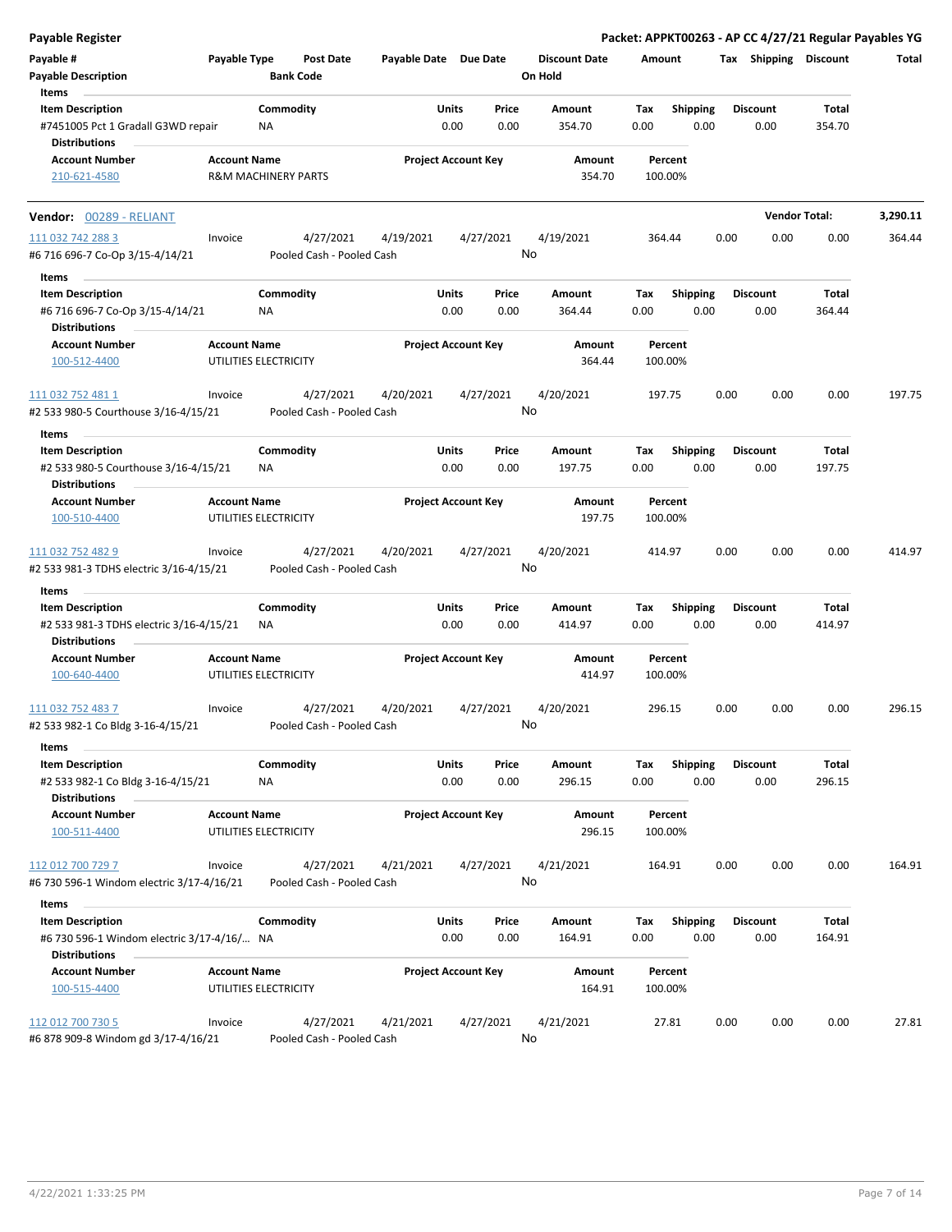**Payable Register** — **Packet: APPKT00263 - AP CC 4/27/21 Regular Payables YG**

| Payable # | Payable Type | Post Date | Payable Date | Due Date | Discount Date | Amount | Tax | Shipping | Discount | Total |
|---|---|---|---|---|---|---|---|---|---|---|
| Payable Description | | Bank Code | | | On Hold | | | | | |

**Items**

| Item Description | Commodity | Units | Price | Amount | Tax | Shipping | Discount | Total |
|---|---|---|---|---|---|---|---|---|
| #7451005 Pct 1 Gradall G3WD repair | NA | 0.00 | 0.00 | 354.70 | 0.00 | 0.00 | 0.00 | 354.70 |

**Distributions**

| Account Number | Account Name | Project Account Key | Amount | Percent |
|---|---|---|---|---|
| 210-621-4580 | R&M MACHINERY PARTS | | 354.70 | 100.00% |

---

**Vendor: 00289 - RELIANT** — **Vendor Total: 3,290.11**

| Payable # | Payable Type | Post Date | Payable Date | Due Date | Discount Date | Amount | Tax | Shipping | Discount | Total |
|---|---|---|---|---|---|---|---|---|---|---|
| 111 032 742 288 3 | Invoice | 4/27/2021 | 4/19/2021 | 4/27/2021 | 4/19/2021 | 364.44 | 0.00 | 0.00 | 0.00 | 364.44 |
| #6 716 696-7 Co-Op 3/15-4/14/21 | | Pooled Cash - Pooled Cash | | | No | | | | | |

**Items**

| Item Description | Commodity | Units | Price | Amount | Tax | Shipping | Discount | Total |
|---|---|---|---|---|---|---|---|---|
| #6 716 696-7 Co-Op 3/15-4/14/21 | NA | 0.00 | 0.00 | 364.44 | 0.00 | 0.00 | 0.00 | 364.44 |

**Distributions**

| Account Number | Account Name | Project Account Key | Amount | Percent |
|---|---|---|---|---|
| 100-512-4400 | UTILITIES ELECTRICITY | | 364.44 | 100.00% |

| Payable # | Payable Type | Post Date | Payable Date | Due Date | Discount Date | Amount | Tax | Shipping | Discount | Total |
|---|---|---|---|---|---|---|---|---|---|---|
| 111 032 752 481 1 | Invoice | 4/27/2021 | 4/20/2021 | 4/27/2021 | 4/20/2021 | 197.75 | 0.00 | 0.00 | 0.00 | 197.75 |
| #2 533 980-5 Courthouse 3/16-4/15/21 | | Pooled Cash - Pooled Cash | | | No | | | | | |

**Items**

| Item Description | Commodity | Units | Price | Amount | Tax | Shipping | Discount | Total |
|---|---|---|---|---|---|---|---|---|
| #2 533 980-5 Courthouse 3/16-4/15/21 | NA | 0.00 | 0.00 | 197.75 | 0.00 | 0.00 | 0.00 | 197.75 |

**Distributions**

| Account Number | Account Name | Project Account Key | Amount | Percent |
|---|---|---|---|---|
| 100-510-4400 | UTILITIES ELECTRICITY | | 197.75 | 100.00% |

| Payable # | Payable Type | Post Date | Payable Date | Due Date | Discount Date | Amount | Tax | Shipping | Discount | Total |
|---|---|---|---|---|---|---|---|---|---|---|
| 111 032 752 482 9 | Invoice | 4/27/2021 | 4/20/2021 | 4/27/2021 | 4/20/2021 | 414.97 | 0.00 | 0.00 | 0.00 | 414.97 |
| #2 533 981-3 TDHS electric 3/16-4/15/21 | | Pooled Cash - Pooled Cash | | | No | | | | | |

**Items**

| Item Description | Commodity | Units | Price | Amount | Tax | Shipping | Discount | Total |
|---|---|---|---|---|---|---|---|---|
| #2 533 981-3 TDHS electric 3/16-4/15/21 | NA | 0.00 | 0.00 | 414.97 | 0.00 | 0.00 | 0.00 | 414.97 |

**Distributions**

| Account Number | Account Name | Project Account Key | Amount | Percent |
|---|---|---|---|---|
| 100-640-4400 | UTILITIES ELECTRICITY | | 414.97 | 100.00% |

| Payable # | Payable Type | Post Date | Payable Date | Due Date | Discount Date | Amount | Tax | Shipping | Discount | Total |
|---|---|---|---|---|---|---|---|---|---|---|
| 111 032 752 483 7 | Invoice | 4/27/2021 | 4/20/2021 | 4/27/2021 | 4/20/2021 | 296.15 | 0.00 | 0.00 | 0.00 | 296.15 |
| #2 533 982-1 Co Bldg 3-16-4/15/21 | | Pooled Cash - Pooled Cash | | | No | | | | | |

**Items**

| Item Description | Commodity | Units | Price | Amount | Tax | Shipping | Discount | Total |
|---|---|---|---|---|---|---|---|---|
| #2 533 982-1 Co Bldg 3-16-4/15/21 | NA | 0.00 | 0.00 | 296.15 | 0.00 | 0.00 | 0.00 | 296.15 |

**Distributions**

| Account Number | Account Name | Project Account Key | Amount | Percent |
|---|---|---|---|---|
| 100-511-4400 | UTILITIES ELECTRICITY | | 296.15 | 100.00% |

| Payable # | Payable Type | Post Date | Payable Date | Due Date | Discount Date | Amount | Tax | Shipping | Discount | Total |
|---|---|---|---|---|---|---|---|---|---|---|
| 112 012 700 729 7 | Invoice | 4/27/2021 | 4/21/2021 | 4/27/2021 | 4/21/2021 | 164.91 | 0.00 | 0.00 | 0.00 | 164.91 |
| #6 730 596-1 Windom electric 3/17-4/16/21 | | Pooled Cash - Pooled Cash | | | No | | | | | |

**Items**

| Item Description | Commodity | Units | Price | Amount | Tax | Shipping | Discount | Total |
|---|---|---|---|---|---|---|---|---|
| #6 730 596-1 Windom electric 3/17-4/16/... | NA | 0.00 | 0.00 | 164.91 | 0.00 | 0.00 | 0.00 | 164.91 |

**Distributions**

| Account Number | Account Name | Project Account Key | Amount | Percent |
|---|---|---|---|---|
| 100-515-4400 | UTILITIES ELECTRICITY | | 164.91 | 100.00% |

| Payable # | Payable Type | Post Date | Payable Date | Due Date | Discount Date | Amount | Tax | Shipping | Discount | Total |
|---|---|---|---|---|---|---|---|---|---|---|
| 112 012 700 730 5 | Invoice | 4/27/2021 | 4/21/2021 | 4/27/2021 | 4/21/2021 | 27.81 | 0.00 | 0.00 | 0.00 | 27.81 |
| #6 878 909-8 Windom gd 3/17-4/16/21 | | Pooled Cash - Pooled Cash | | | No | | | | | |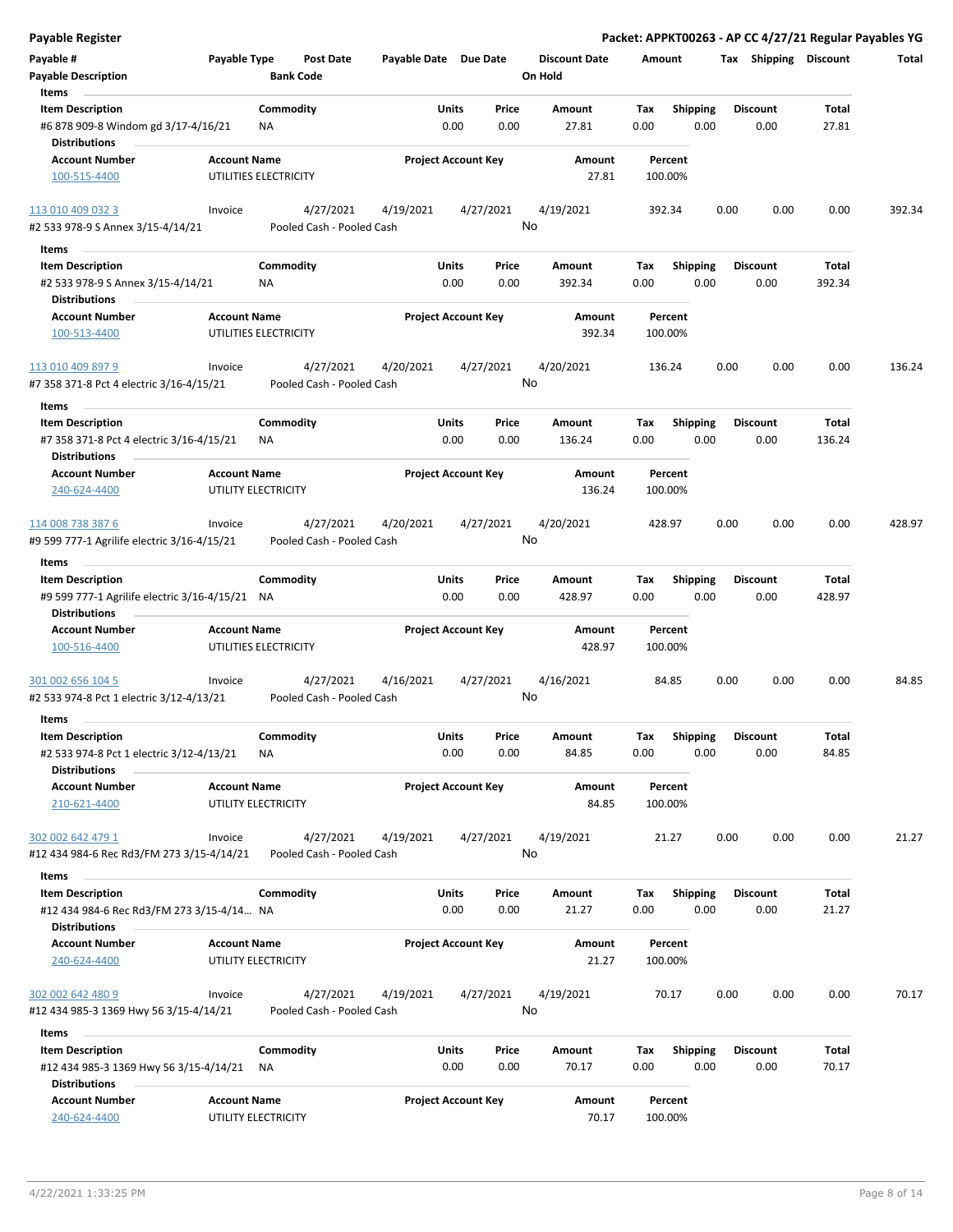**Payable Register**

**Packet: APPKT00263 - AP CC 4/27/21 Regular Payables YG**

| Payable # | Payable Type | Post Date | Payable Date | Due Date | Discount Date | Amount | Tax | Shipping | Discount | Total |
|---|---|---|---|---|---|---|---|---|---|---|
| **Payable Description** | | **Bank Code** | | | **On Hold** | | | | | |

**Items**

| Item Description | Commodity | Units | Price | Amount | Tax | Shipping | Discount | Total |
|---|---|---|---|---|---|---|---|---|
| #6 878 909-8 Windom gd 3/17-4/16/21 | NA | 0.00 | 0.00 | 27.81 | 0.00 | 0.00 | 0.00 | 27.81 |

**Distributions**

| Account Number | Account Name | Project Account Key | Amount | Percent |
|---|---|---|---|---|
| 100-515-4400 | UTILITIES ELECTRICITY | | 27.81 | 100.00% |

---

| Payable # | Payable Type | Post Date | Payable Date | Due Date | Discount Date | Amount | Tax | Shipping | Discount | Total |
|---|---|---|---|---|---|---|---|---|---|---|
| 113 010 409 032 3 | Invoice | 4/27/2021 | 4/19/2021 | 4/27/2021 | 4/19/2021 | 392.34 | 0.00 | 0.00 | 0.00 | 392.34 |
| #2 533 978-9 S Annex 3/15-4/14/21 | | Pooled Cash - Pooled Cash | | | No | | | | | |

**Items**

| Item Description | Commodity | Units | Price | Amount | Tax | Shipping | Discount | Total |
|---|---|---|---|---|---|---|---|---|
| #2 533 978-9 S Annex 3/15-4/14/21 | NA | 0.00 | 0.00 | 392.34 | 0.00 | 0.00 | 0.00 | 392.34 |

**Distributions**

| Account Number | Account Name | Project Account Key | Amount | Percent |
|---|---|---|---|---|
| 100-513-4400 | UTILITIES ELECTRICITY | | 392.34 | 100.00% |

---

| Payable # | Payable Type | Post Date | Payable Date | Due Date | Discount Date | Amount | Tax | Shipping | Discount | Total |
|---|---|---|---|---|---|---|---|---|---|---|
| 113 010 409 897 9 | Invoice | 4/27/2021 | 4/20/2021 | 4/27/2021 | 4/20/2021 | 136.24 | 0.00 | 0.00 | 0.00 | 136.24 |
| #7 358 371-8 Pct 4 electric 3/16-4/15/21 | | Pooled Cash - Pooled Cash | | | No | | | | | |

**Items**

| Item Description | Commodity | Units | Price | Amount | Tax | Shipping | Discount | Total |
|---|---|---|---|---|---|---|---|---|
| #7 358 371-8 Pct 4 electric 3/16-4/15/21 | NA | 0.00 | 0.00 | 136.24 | 0.00 | 0.00 | 0.00 | 136.24 |

**Distributions**

| Account Number | Account Name | Project Account Key | Amount | Percent |
|---|---|---|---|---|
| 240-624-4400 | UTILITY ELECTRICITY | | 136.24 | 100.00% |

---

| Payable # | Payable Type | Post Date | Payable Date | Due Date | Discount Date | Amount | Tax | Shipping | Discount | Total |
|---|---|---|---|---|---|---|---|---|---|---|
| 114 008 738 387 6 | Invoice | 4/27/2021 | 4/20/2021 | 4/27/2021 | 4/20/2021 | 428.97 | 0.00 | 0.00 | 0.00 | 428.97 |
| #9 599 777-1 Agrilife electric 3/16-4/15/21 | | Pooled Cash - Pooled Cash | | | No | | | | | |

**Items**

| Item Description | Commodity | Units | Price | Amount | Tax | Shipping | Discount | Total |
|---|---|---|---|---|---|---|---|---|
| #9 599 777-1 Agrilife electric 3/16-4/15/21 | NA | 0.00 | 0.00 | 428.97 | 0.00 | 0.00 | 0.00 | 428.97 |

**Distributions**

| Account Number | Account Name | Project Account Key | Amount | Percent |
|---|---|---|---|---|
| 100-516-4400 | UTILITIES ELECTRICITY | | 428.97 | 100.00% |

---

| Payable # | Payable Type | Post Date | Payable Date | Due Date | Discount Date | Amount | Tax | Shipping | Discount | Total |
|---|---|---|---|---|---|---|---|---|---|---|
| 301 002 656 104 5 | Invoice | 4/27/2021 | 4/16/2021 | 4/27/2021 | 4/16/2021 | 84.85 | 0.00 | 0.00 | 0.00 | 84.85 |
| #2 533 974-8 Pct 1 electric 3/12-4/13/21 | | Pooled Cash - Pooled Cash | | | No | | | | | |

**Items**

| Item Description | Commodity | Units | Price | Amount | Tax | Shipping | Discount | Total |
|---|---|---|---|---|---|---|---|---|
| #2 533 974-8 Pct 1 electric 3/12-4/13/21 | NA | 0.00 | 0.00 | 84.85 | 0.00 | 0.00 | 0.00 | 84.85 |

**Distributions**

| Account Number | Account Name | Project Account Key | Amount | Percent |
|---|---|---|---|---|
| 210-621-4400 | UTILITY ELECTRICITY | | 84.85 | 100.00% |

---

| Payable # | Payable Type | Post Date | Payable Date | Due Date | Discount Date | Amount | Tax | Shipping | Discount | Total |
|---|---|---|---|---|---|---|---|---|---|---|
| 302 002 642 479 1 | Invoice | 4/27/2021 | 4/19/2021 | 4/27/2021 | 4/19/2021 | 21.27 | 0.00 | 0.00 | 0.00 | 21.27 |
| #12 434 984-6 Rec Rd3/FM 273 3/15-4/14/21 | | Pooled Cash - Pooled Cash | | | No | | | | | |

**Items**

| Item Description | Commodity | Units | Price | Amount | Tax | Shipping | Discount | Total |
|---|---|---|---|---|---|---|---|---|
| #12 434 984-6 Rec Rd3/FM 273 3/15-4/14... | NA | 0.00 | 0.00 | 21.27 | 0.00 | 0.00 | 0.00 | 21.27 |

**Distributions**

| Account Number | Account Name | Project Account Key | Amount | Percent |
|---|---|---|---|---|
| 240-624-4400 | UTILITY ELECTRICITY | | 21.27 | 100.00% |

---

| Payable # | Payable Type | Post Date | Payable Date | Due Date | Discount Date | Amount | Tax | Shipping | Discount | Total |
|---|---|---|---|---|---|---|---|---|---|---|
| 302 002 642 480 9 | Invoice | 4/27/2021 | 4/19/2021 | 4/27/2021 | 4/19/2021 | 70.17 | 0.00 | 0.00 | 0.00 | 70.17 |
| #12 434 985-3 1369 Hwy 56 3/15-4/14/21 | | Pooled Cash - Pooled Cash | | | No | | | | | |

**Items**

| Item Description | Commodity | Units | Price | Amount | Tax | Shipping | Discount | Total |
|---|---|---|---|---|---|---|---|---|
| #12 434 985-3 1369 Hwy 56 3/15-4/14/21 | NA | 0.00 | 0.00 | 70.17 | 0.00 | 0.00 | 0.00 | 70.17 |

**Distributions**

| Account Number | Account Name | Project Account Key | Amount | Percent |
|---|---|---|---|---|
| 240-624-4400 | UTILITY ELECTRICITY | | 70.17 | 100.00% |

4/22/2021 1:33:25 PM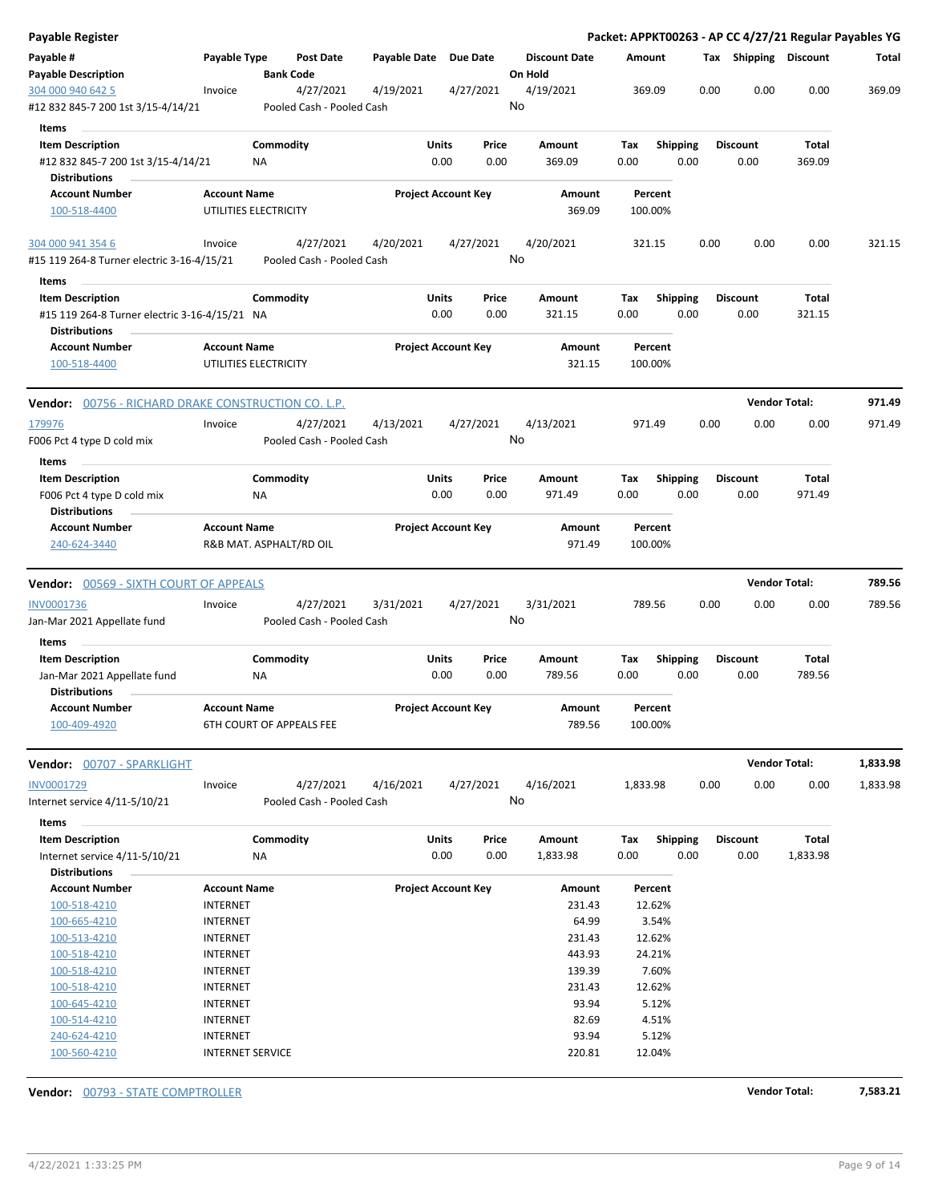**Payable Register** — **Packet: APPKT00263 - AP CC 4/27/21 Regular Payables YG**

| Payable # / Payable Description | Payable Type | Post Date / Bank Code | Payable Date | Due Date | Discount Date / On Hold | Amount | Tax | Shipping | Discount | Total |
|---|---|---|---|---|---|---|---|---|---|---|
| 304 000 940 642 5 | Invoice | 4/27/2021 | 4/19/2021 | 4/27/2021 | 4/19/2021 | 369.09 | 0.00 | 0.00 | 0.00 | 369.09 |
| #12 832 845-7 200 1st 3/15-4/14/21 | | Pooled Cash - Pooled Cash | | | No | | | | | |

**Items**

| Item Description | Commodity | Units | Price | Amount | Tax | Shipping | Discount | Total |
|---|---|---|---|---|---|---|---|---|
| #12 832 845-7 200 1st 3/15-4/14/21 | NA | 0.00 | 0.00 | 369.09 | 0.00 | 0.00 | 0.00 | 369.09 |

**Distributions**

| Account Number | Account Name | Project Account Key | Amount | Percent |
|---|---|---|---|---|
| 100-518-4400 | UTILITIES ELECTRICITY | | 369.09 | 100.00% |

| Payable # / Payable Description | Payable Type | Post Date / Bank Code | Payable Date | Due Date | Discount Date / On Hold | Amount | Tax | Shipping | Discount | Total |
|---|---|---|---|---|---|---|---|---|---|---|
| 304 000 941 354 6 | Invoice | 4/27/2021 | 4/20/2021 | 4/27/2021 | 4/20/2021 | 321.15 | 0.00 | 0.00 | 0.00 | 321.15 |
| #15 119 264-8 Turner electric 3-16-4/15/21 | | Pooled Cash - Pooled Cash | | | No | | | | | |

**Items**

| Item Description | Commodity | Units | Price | Amount | Tax | Shipping | Discount | Total |
|---|---|---|---|---|---|---|---|---|
| #15 119 264-8 Turner electric 3-16-4/15/21 | NA | 0.00 | 0.00 | 321.15 | 0.00 | 0.00 | 0.00 | 321.15 |

**Distributions**

| Account Number | Account Name | Project Account Key | Amount | Percent |
|---|---|---|---|---|
| 100-518-4400 | UTILITIES ELECTRICITY | | 321.15 | 100.00% |

**Vendor: 00756 - RICHARD DRAKE CONSTRUCTION CO. L.P.** — **Vendor Total: 971.49**

| Payable # / Payable Description | Payable Type | Post Date / Bank Code | Payable Date | Due Date | Discount Date / On Hold | Amount | Tax | Shipping | Discount | Total |
|---|---|---|---|---|---|---|---|---|---|---|
| 179976 | Invoice | 4/27/2021 | 4/13/2021 | 4/27/2021 | 4/13/2021 | 971.49 | 0.00 | 0.00 | 0.00 | 971.49 |
| F006 Pct 4 type D cold mix | | Pooled Cash - Pooled Cash | | | No | | | | | |

**Items**

| Item Description | Commodity | Units | Price | Amount | Tax | Shipping | Discount | Total |
|---|---|---|---|---|---|---|---|---|
| F006 Pct 4 type D cold mix | NA | 0.00 | 0.00 | 971.49 | 0.00 | 0.00 | 0.00 | 971.49 |

**Distributions**

| Account Number | Account Name | Project Account Key | Amount | Percent |
|---|---|---|---|---|
| 240-624-3440 | R&B MAT. ASPHALT/RD OIL | | 971.49 | 100.00% |

**Vendor: 00569 - SIXTH COURT OF APPEALS** — **Vendor Total: 789.56**

| Payable # / Payable Description | Payable Type | Post Date / Bank Code | Payable Date | Due Date | Discount Date / On Hold | Amount | Tax | Shipping | Discount | Total |
|---|---|---|---|---|---|---|---|---|---|---|
| INV0001736 | Invoice | 4/27/2021 | 3/31/2021 | 4/27/2021 | 3/31/2021 | 789.56 | 0.00 | 0.00 | 0.00 | 789.56 |
| Jan-Mar 2021 Appellate fund | | Pooled Cash - Pooled Cash | | | No | | | | | |

**Items**

| Item Description | Commodity | Units | Price | Amount | Tax | Shipping | Discount | Total |
|---|---|---|---|---|---|---|---|---|
| Jan-Mar 2021 Appellate fund | NA | 0.00 | 0.00 | 789.56 | 0.00 | 0.00 | 0.00 | 789.56 |

**Distributions**

| Account Number | Account Name | Project Account Key | Amount | Percent |
|---|---|---|---|---|
| 100-409-4920 | 6TH COURT OF APPEALS FEE | | 789.56 | 100.00% |

**Vendor: 00707 - SPARKLIGHT** — **Vendor Total: 1,833.98**

| Payable # / Payable Description | Payable Type | Post Date / Bank Code | Payable Date | Due Date | Discount Date / On Hold | Amount | Tax | Shipping | Discount | Total |
|---|---|---|---|---|---|---|---|---|---|---|
| INV0001729 | Invoice | 4/27/2021 | 4/16/2021 | 4/27/2021 | 4/16/2021 | 1,833.98 | 0.00 | 0.00 | 0.00 | 1,833.98 |
| Internet service 4/11-5/10/21 | | Pooled Cash - Pooled Cash | | | No | | | | | |

**Items**

| Item Description | Commodity | Units | Price | Amount | Tax | Shipping | Discount | Total |
|---|---|---|---|---|---|---|---|---|
| Internet service 4/11-5/10/21 | NA | 0.00 | 0.00 | 1,833.98 | 0.00 | 0.00 | 0.00 | 1,833.98 |

**Distributions**

| Account Number | Account Name | Project Account Key | Amount | Percent |
|---|---|---|---|---|
| 100-518-4210 | INTERNET | | 231.43 | 12.62% |
| 100-665-4210 | INTERNET | | 64.99 | 3.54% |
| 100-513-4210 | INTERNET | | 231.43 | 12.62% |
| 100-518-4210 | INTERNET | | 443.93 | 24.21% |
| 100-518-4210 | INTERNET | | 139.39 | 7.60% |
| 100-518-4210 | INTERNET | | 231.43 | 12.62% |
| 100-645-4210 | INTERNET | | 93.94 | 5.12% |
| 100-514-4210 | INTERNET | | 82.69 | 4.51% |
| 240-624-4210 | INTERNET | | 93.94 | 5.12% |
| 100-560-4210 | INTERNET SERVICE | | 220.81 | 12.04% |

**Vendor: 00793 - STATE COMPTROLLER** — **Vendor Total: 7,583.21**

4/22/2021 1:33:25 PM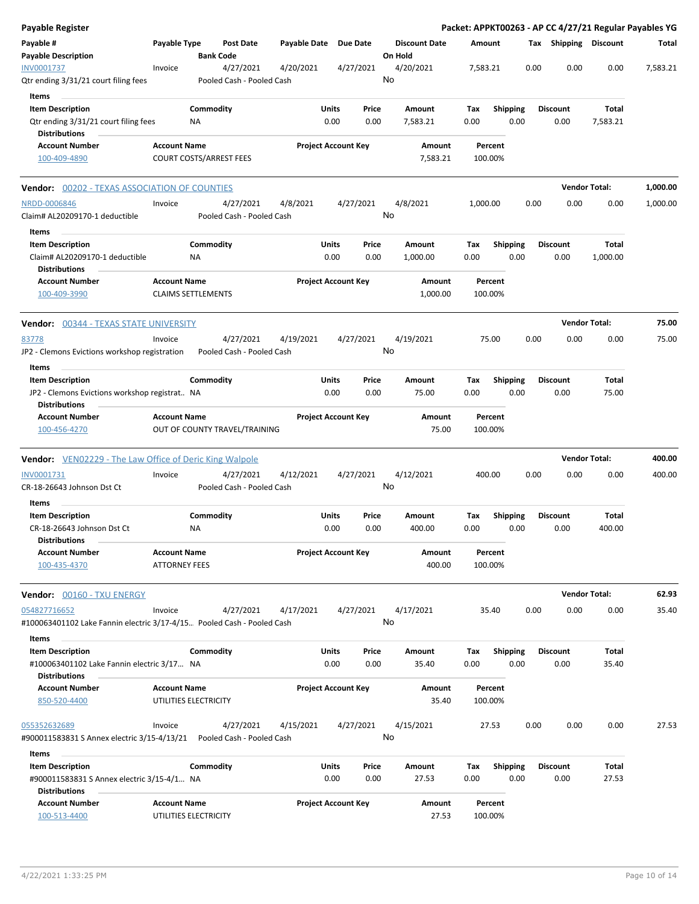# Payable Register

**Packet: APPKT00263 - AP CC 4/27/21 Regular Payables YG**

| Payable # | Payable Type | Post Date | Payable Date | Due Date | Discount Date | Amount | Tax | Shipping | Discount | Total |
|---|---|---|---|---|---|---|---|---|---|---|
| **Payable Description** | | **Bank Code** | | | **On Hold** | | | | | |
| INV0001737 | Invoice | 4/27/2021 | 4/20/2021 | 4/27/2021 | 4/20/2021 | 7,583.21 | 0.00 | 0.00 | 0.00 | 7,583.21 |
| Qtr ending 3/31/21 court filing fees | | Pooled Cash - Pooled Cash | | | No | | | | | |

**Items**

| Item Description | Commodity | Units | Price | Amount | Tax | Shipping | Discount | Total |
|---|---|---|---|---|---|---|---|---|
| Qtr ending 3/31/21 court filing fees | NA | 0.00 | 0.00 | 7,583.21 | 0.00 | 0.00 | 0.00 | 7,583.21 |

**Distributions**

| Account Number | Account Name | Project Account Key | Amount | Percent |
|---|---|---|---|---|
| 100-409-4890 | COURT COSTS/ARREST FEES | | 7,583.21 | 100.00% |

## Vendor: 00202 - TEXAS ASSOCIATION OF COUNTIES — Vendor Total: 1,000.00

| Payable # | Payable Type | Post Date | Payable Date | Due Date | Discount Date | Amount | Tax | Shipping | Discount | Total |
|---|---|---|---|---|---|---|---|---|---|---|
| NRDD-0006846 | Invoice | 4/27/2021 | 4/8/2021 | 4/27/2021 | 4/8/2021 | 1,000.00 | 0.00 | 0.00 | 0.00 | 1,000.00 |
| Claim# AL20209170-1 deductible | | Pooled Cash - Pooled Cash | | | No | | | | | |

**Items**

| Item Description | Commodity | Units | Price | Amount | Tax | Shipping | Discount | Total |
|---|---|---|---|---|---|---|---|---|
| Claim# AL20209170-1 deductible | NA | 0.00 | 0.00 | 1,000.00 | 0.00 | 0.00 | 0.00 | 1,000.00 |

**Distributions**

| Account Number | Account Name | Project Account Key | Amount | Percent |
|---|---|---|---|---|
| 100-409-3990 | CLAIMS SETTLEMENTS | | 1,000.00 | 100.00% |

## Vendor: 00344 - TEXAS STATE UNIVERSITY — Vendor Total: 75.00

| Payable # | Payable Type | Post Date | Payable Date | Due Date | Discount Date | Amount | Tax | Shipping | Discount | Total |
|---|---|---|---|---|---|---|---|---|---|---|
| 83778 | Invoice | 4/27/2021 | 4/19/2021 | 4/27/2021 | 4/19/2021 | 75.00 | 0.00 | 0.00 | 0.00 | 75.00 |
| JP2 - Clemons Evictions workshop registration | | Pooled Cash - Pooled Cash | | | No | | | | | |

**Items**

| Item Description | Commodity | Units | Price | Amount | Tax | Shipping | Discount | Total |
|---|---|---|---|---|---|---|---|---|
| JP2 - Clemons Evictions workshop registrat.. | NA | 0.00 | 0.00 | 75.00 | 0.00 | 0.00 | 0.00 | 75.00 |

**Distributions**

| Account Number | Account Name | Project Account Key | Amount | Percent |
|---|---|---|---|---|
| 100-456-4270 | OUT OF COUNTY TRAVEL/TRAINING | | 75.00 | 100.00% |

## Vendor: VEN02229 - The Law Office of Deric King Walpole — Vendor Total: 400.00

| Payable # | Payable Type | Post Date | Payable Date | Due Date | Discount Date | Amount | Tax | Shipping | Discount | Total |
|---|---|---|---|---|---|---|---|---|---|---|
| INV0001731 | Invoice | 4/27/2021 | 4/12/2021 | 4/27/2021 | 4/12/2021 | 400.00 | 0.00 | 0.00 | 0.00 | 400.00 |
| CR-18-26643 Johnson Dst Ct | | Pooled Cash - Pooled Cash | | | No | | | | | |

**Items**

| Item Description | Commodity | Units | Price | Amount | Tax | Shipping | Discount | Total |
|---|---|---|---|---|---|---|---|---|
| CR-18-26643 Johnson Dst Ct | NA | 0.00 | 0.00 | 400.00 | 0.00 | 0.00 | 0.00 | 400.00 |

**Distributions**

| Account Number | Account Name | Project Account Key | Amount | Percent |
|---|---|---|---|---|
| 100-435-4370 | ATTORNEY FEES | | 400.00 | 100.00% |

## Vendor: 00160 - TXU ENERGY — Vendor Total: 62.93

| Payable # | Payable Type | Post Date | Payable Date | Due Date | Discount Date | Amount | Tax | Shipping | Discount | Total |
|---|---|---|---|---|---|---|---|---|---|---|
| 054827716652 | Invoice | 4/27/2021 | 4/17/2021 | 4/27/2021 | 4/17/2021 | 35.40 | 0.00 | 0.00 | 0.00 | 35.40 |
| #100063401102 Lake Fannin electric 3/17-4/15.. | | Pooled Cash - Pooled Cash | | | No | | | | | |

**Items**

| Item Description | Commodity | Units | Price | Amount | Tax | Shipping | Discount | Total |
|---|---|---|---|---|---|---|---|---|
| #100063401102 Lake Fannin electric 3/17... | NA | 0.00 | 0.00 | 35.40 | 0.00 | 0.00 | 0.00 | 35.40 |

**Distributions**

| Account Number | Account Name | Project Account Key | Amount | Percent |
|---|---|---|---|---|
| 850-520-4400 | UTILITIES ELECTRICITY | | 35.40 | 100.00% |

| Payable # | Payable Type | Post Date | Payable Date | Due Date | Discount Date | Amount | Tax | Shipping | Discount | Total |
|---|---|---|---|---|---|---|---|---|---|---|
| 055352632689 | Invoice | 4/27/2021 | 4/15/2021 | 4/27/2021 | 4/15/2021 | 27.53 | 0.00 | 0.00 | 0.00 | 27.53 |
| #900011583831 S Annex electric 3/15-4/13/21 | | Pooled Cash - Pooled Cash | | | No | | | | | |

**Items**

| Item Description | Commodity | Units | Price | Amount | Tax | Shipping | Discount | Total |
|---|---|---|---|---|---|---|---|---|
| #900011583831 S Annex electric 3/15-4/1... | NA | 0.00 | 0.00 | 27.53 | 0.00 | 0.00 | 0.00 | 27.53 |

**Distributions**

| Account Number | Account Name | Project Account Key | Amount | Percent |
|---|---|---|---|---|
| 100-513-4400 | UTILITIES ELECTRICITY | | 27.53 | 100.00% |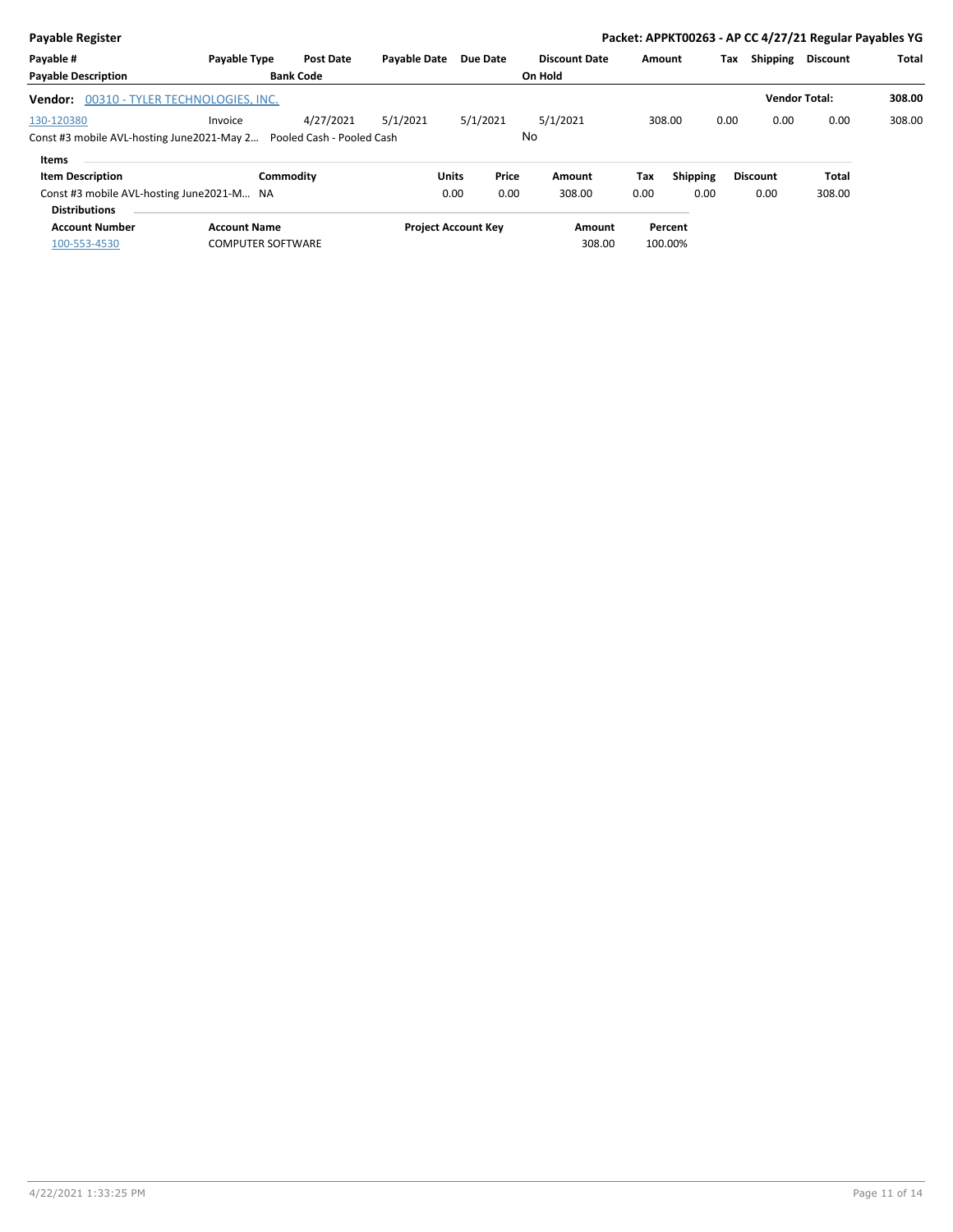**Payable Register** — **Packet: APPKT00263 - AP CC 4/27/21 Regular Payables YG**

| Payable # | Payable Type | Post Date | Payable Date | Due Date | Discount Date | Amount | Tax | Shipping | Discount | Total |
|---|---|---|---|---|---|---|---|---|---|---|
| **Payable Description** | | **Bank Code** | | | **On Hold** | | | | | |

**Vendor:** 00310 - TYLER TECHNOLOGIES, INC. — **Vendor Total:** 308.00

| Payable # | Payable Type | Post Date | Payable Date | Due Date | Discount Date | Amount | Tax | Shipping | Discount | Total |
|---|---|---|---|---|---|---|---|---|---|---|
| 130-120380 | Invoice | 4/27/2021 | 5/1/2021 | 5/1/2021 | 5/1/2021 | 308.00 | 0.00 | 0.00 | 0.00 | 308.00 |
| Const #3 mobile AVL-hosting June2021-May 2… | | Pooled Cash - Pooled Cash | | | No | | | | | |

**Items**

| Item Description | Commodity | Units | Price | Amount | Tax | Shipping | Discount | Total |
|---|---|---|---|---|---|---|---|---|
| Const #3 mobile AVL-hosting June2021-M… | NA | 0.00 | 0.00 | 308.00 | 0.00 | 0.00 | 0.00 | 308.00 |

**Distributions**

| Account Number | Account Name | Project Account Key | Amount | Percent |
|---|---|---|---|---|
| 100-553-4530 | COMPUTER SOFTWARE | | 308.00 | 100.00% |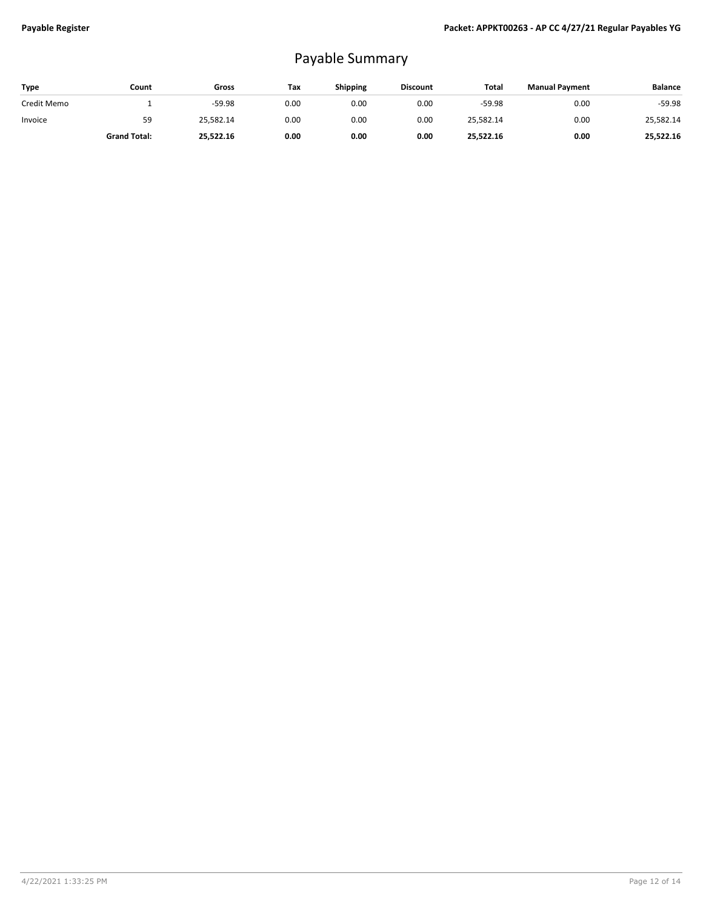# Payable Summary

| Type | Count | Gross | Tax | Shipping | Discount | Total | Manual Payment | Balance |
|---|---|---|---|---|---|---|---|---|
| Credit Memo | 1 | -59.98 | 0.00 | 0.00 | 0.00 | -59.98 | 0.00 | -59.98 |
| Invoice | 59 | 25,582.14 | 0.00 | 0.00 | 0.00 | 25,582.14 | 0.00 | 25,582.14 |
| | **Grand Total:** | **25,522.16** | **0.00** | **0.00** | **0.00** | **25,522.16** | **0.00** | **25,522.16** |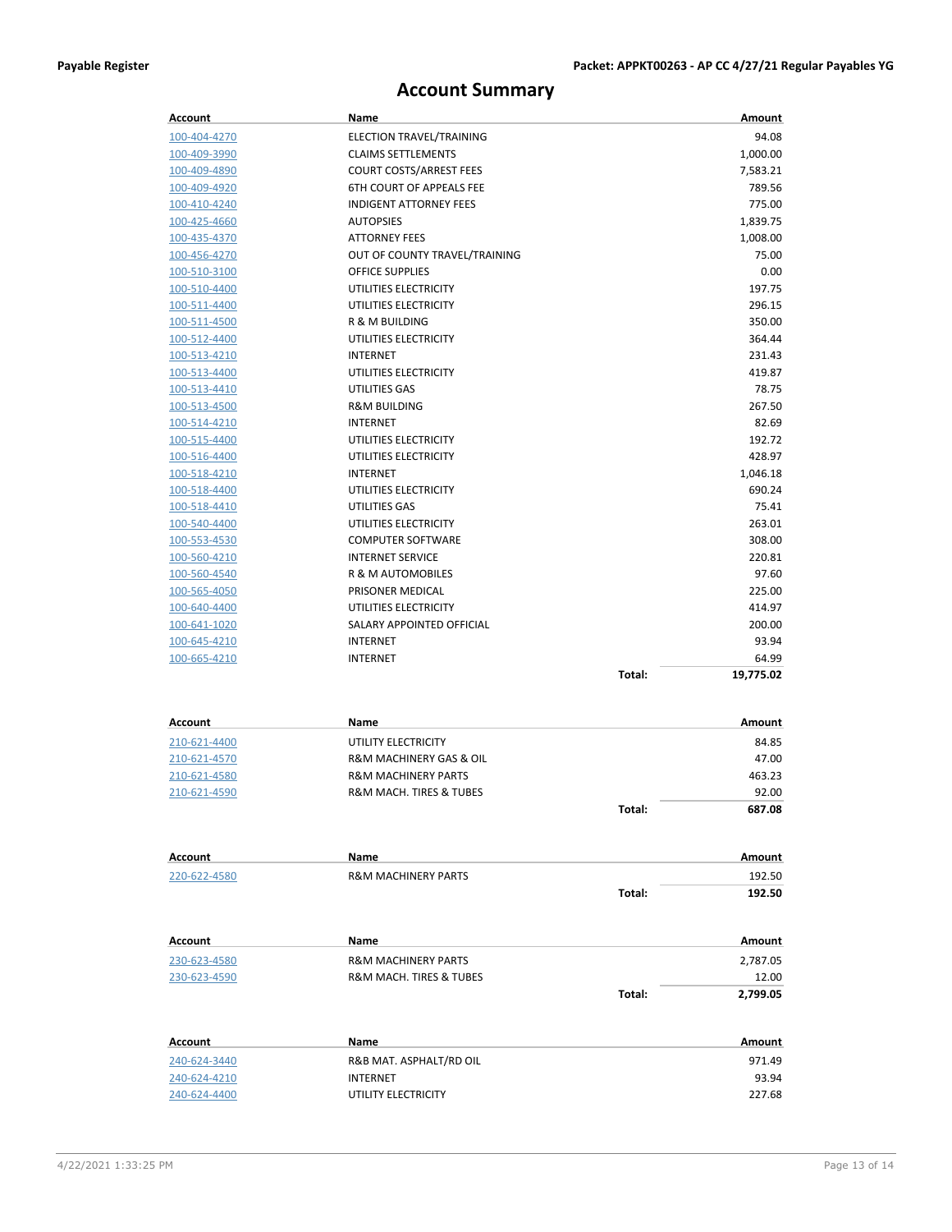# Account Summary

| Account | Name | | Amount |
|---|---|---|---|
| 100-404-4270 | ELECTION TRAVEL/TRAINING | | 94.08 |
| 100-409-3990 | CLAIMS SETTLEMENTS | | 1,000.00 |
| 100-409-4890 | COURT COSTS/ARREST FEES | | 7,583.21 |
| 100-409-4920 | 6TH COURT OF APPEALS FEE | | 789.56 |
| 100-410-4240 | INDIGENT ATTORNEY FEES | | 775.00 |
| 100-425-4660 | AUTOPSIES | | 1,839.75 |
| 100-435-4370 | ATTORNEY FEES | | 1,008.00 |
| 100-456-4270 | OUT OF COUNTY TRAVEL/TRAINING | | 75.00 |
| 100-510-3100 | OFFICE SUPPLIES | | 0.00 |
| 100-510-4400 | UTILITIES ELECTRICITY | | 197.75 |
| 100-511-4400 | UTILITIES ELECTRICITY | | 296.15 |
| 100-511-4500 | R & M BUILDING | | 350.00 |
| 100-512-4400 | UTILITIES ELECTRICITY | | 364.44 |
| 100-513-4210 | INTERNET | | 231.43 |
| 100-513-4400 | UTILITIES ELECTRICITY | | 419.87 |
| 100-513-4410 | UTILITIES GAS | | 78.75 |
| 100-513-4500 | R&M BUILDING | | 267.50 |
| 100-514-4210 | INTERNET | | 82.69 |
| 100-515-4400 | UTILITIES ELECTRICITY | | 192.72 |
| 100-516-4400 | UTILITIES ELECTRICITY | | 428.97 |
| 100-518-4210 | INTERNET | | 1,046.18 |
| 100-518-4400 | UTILITIES ELECTRICITY | | 690.24 |
| 100-518-4410 | UTILITIES GAS | | 75.41 |
| 100-540-4400 | UTILITIES ELECTRICITY | | 263.01 |
| 100-553-4530 | COMPUTER SOFTWARE | | 308.00 |
| 100-560-4210 | INTERNET SERVICE | | 220.81 |
| 100-560-4540 | R & M AUTOMOBILES | | 97.60 |
| 100-565-4050 | PRISONER MEDICAL | | 225.00 |
| 100-640-4400 | UTILITIES ELECTRICITY | | 414.97 |
| 100-641-1020 | SALARY APPOINTED OFFICIAL | | 200.00 |
| 100-645-4210 | INTERNET | | 93.94 |
| 100-665-4210 | INTERNET | | 64.99 |
| | | **Total:** | **19,775.02** |

| Account | Name | | Amount |
|---|---|---|---|
| 210-621-4400 | UTILITY ELECTRICITY | | 84.85 |
| 210-621-4570 | R&M MACHINERY GAS & OIL | | 47.00 |
| 210-621-4580 | R&M MACHINERY PARTS | | 463.23 |
| 210-621-4590 | R&M MACH. TIRES & TUBES | | 92.00 |
| | | **Total:** | **687.08** |

| Account | Name | | Amount |
|---|---|---|---|
| 220-622-4580 | R&M MACHINERY PARTS | | 192.50 |
| | | **Total:** | **192.50** |

| Account | Name | | Amount |
|---|---|---|---|
| 230-623-4580 | R&M MACHINERY PARTS | | 2,787.05 |
| 230-623-4590 | R&M MACH. TIRES & TUBES | | 12.00 |
| | | **Total:** | **2,799.05** |

| Account | Name | Amount |
|---|---|---|
| 240-624-3440 | R&B MAT. ASPHALT/RD OIL | 971.49 |
| 240-624-4210 | INTERNET | 93.94 |
| 240-624-4400 | UTILITY ELECTRICITY | 227.68 |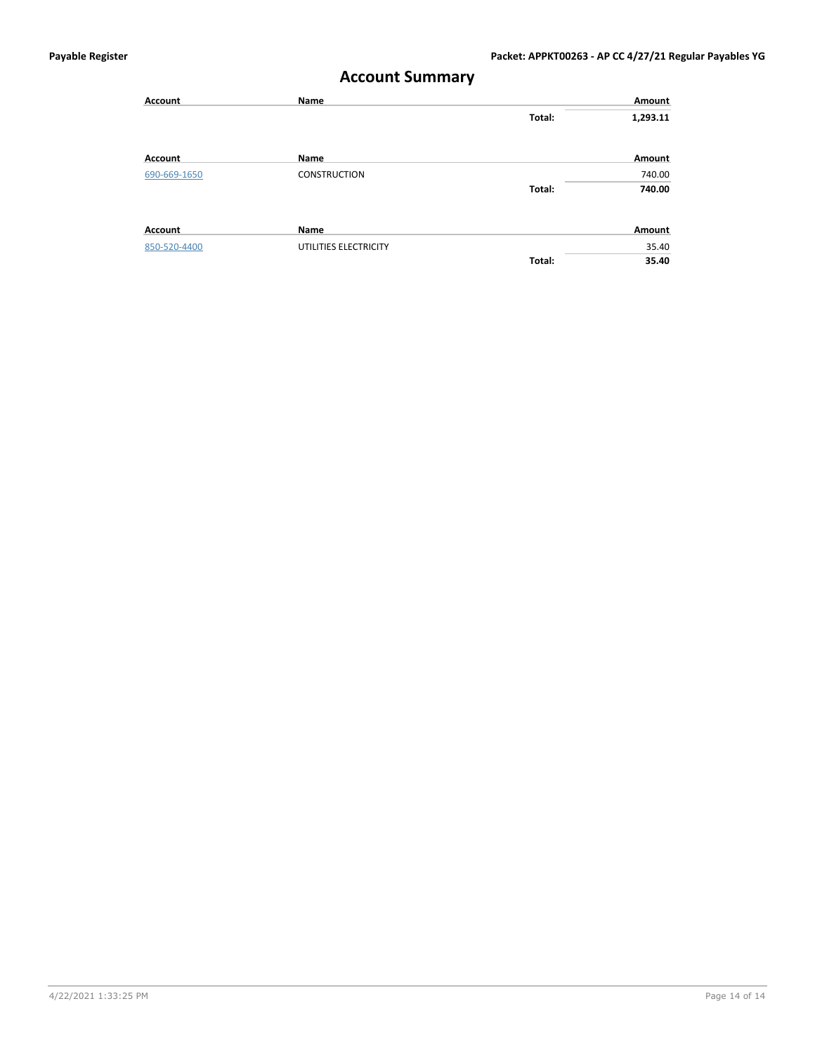# Account Summary

| Account | Name | | Amount |
|---|---|---|---|
| | | Total: | **1,293.11** |

| Account | Name | | Amount |
|---|---|---|---|
| 690-669-1650 | CONSTRUCTION | | 740.00 |
| | | Total: | **740.00** |

| Account | Name | | Amount |
|---|---|---|---|
| 850-520-4400 | UTILITIES ELECTRICITY | | 35.40 |
| | | Total: | **35.40** |